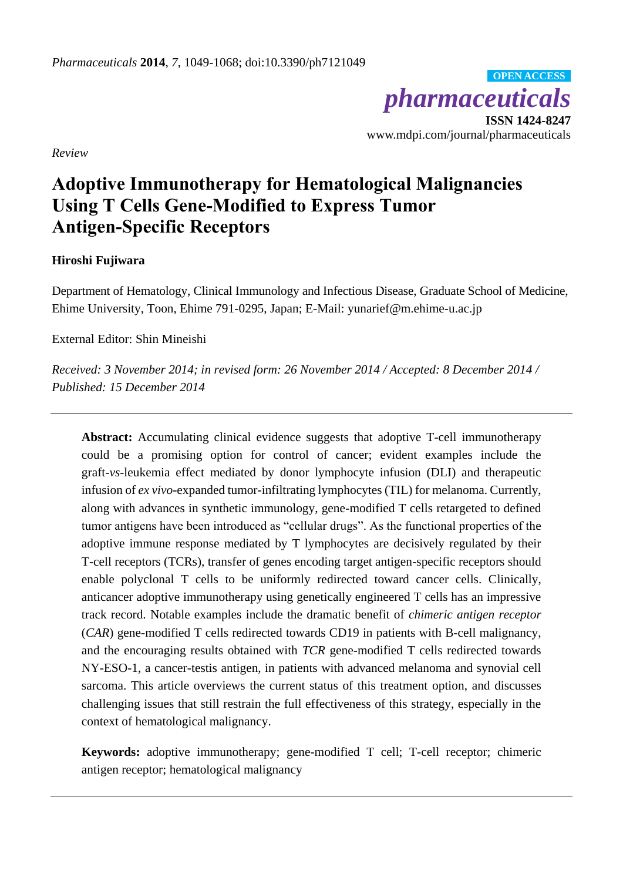*Review*

# Adoptive Immunotherapy for Hematological Malignancies Using T Cells Gene-Modified to Express Tumor Antigen-Specific Receptors

**Hiroshi Fujiwara**

Department of Hematology, Clinical Immunology and Infectious Disease, Graduate School of Medicine, Ehime University, Toon, Ehime 791-0295, Japan; E-Mail: yunarief@m.ehime-u.ac.jp

External Editor: Shin Mineishi

*Received: 3 November 2014; in revised form: 26 November 2014 / Accepted: 8 December 2014 / Published: 15 December 2014*

---

**Abstract:** Accumulating clinical evidence suggests that adoptive T-cell immunotherapy could be a promising option for control of cancer; evident examples include the graft-*vs*-leukemia effect mediated by donor lymphocyte infusion (DLI) and therapeutic infusion of *ex vivo*-expanded tumor-infiltrating lymphocytes (TIL) for melanoma. Currently, along with advances in synthetic immunology, gene-modified T cells retargeted to defined tumor antigens have been introduced as "cellular drugs". As the functional properties of the adoptive immune response mediated by T lymphocytes are decisively regulated by their T-cell receptors (TCRs), transfer of genes encoding target antigen-specific receptors should enable polyclonal T cells to be uniformly redirected toward cancer cells. Clinically, anticancer adoptive immunotherapy using genetically engineered T cells has an impressive track record. Notable examples include the dramatic benefit of *chimeric antigen receptor* (*CAR*) gene-modified T cells redirected towards CD19 in patients with B-cell malignancy, and the encouraging results obtained with *TCR* gene-modified T cells redirected towards NY-ESO-1, a cancer-testis antigen, in patients with advanced melanoma and synovial cell sarcoma. This article overviews the current status of this treatment option, and discusses challenging issues that still restrain the full effectiveness of this strategy, especially in the context of hematological malignancy.

**Keywords:** adoptive immunotherapy; gene-modified T cell; T-cell receptor; chimeric antigen receptor; hematological malignancy

---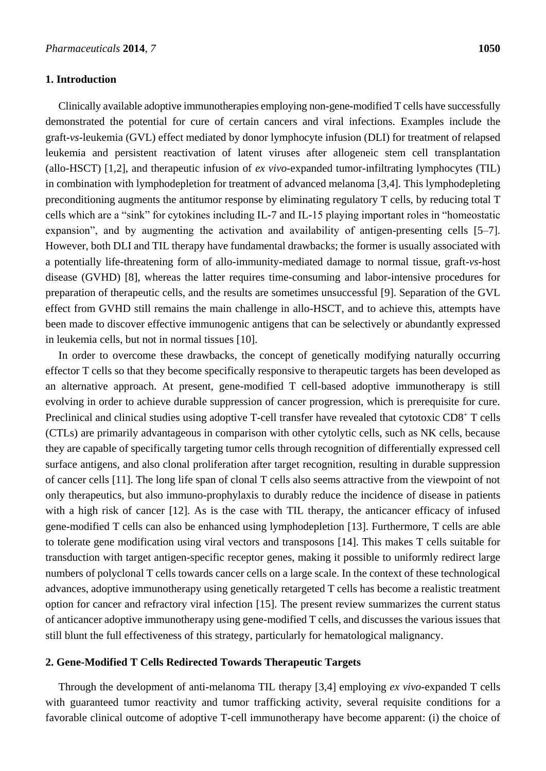## 1. Introduction

Clinically available adoptive immunotherapies employing non-gene-modified T cells have successfully demonstrated the potential for cure of certain cancers and viral infections. Examples include the graft-*vs*-leukemia (GVL) effect mediated by donor lymphocyte infusion (DLI) for treatment of relapsed leukemia and persistent reactivation of latent viruses after allogeneic stem cell transplantation (allo-HSCT) [1,2], and therapeutic infusion of *ex vivo*-expanded tumor-infiltrating lymphocytes (TIL) in combination with lymphodepletion for treatment of advanced melanoma [3,4]. This lymphodepleting preconditioning augments the antitumor response by eliminating regulatory T cells, by reducing total T cells which are a "sink" for cytokines including IL-7 and IL-15 playing important roles in "homeostatic expansion", and by augmenting the activation and availability of antigen-presenting cells [5–7]. However, both DLI and TIL therapy have fundamental drawbacks; the former is usually associated with a potentially life-threatening form of allo-immunity-mediated damage to normal tissue, graft-*vs*-host disease (GVHD) [8], whereas the latter requires time-consuming and labor-intensive procedures for preparation of therapeutic cells, and the results are sometimes unsuccessful [9]. Separation of the GVL effect from GVHD still remains the main challenge in allo-HSCT, and to achieve this, attempts have been made to discover effective immunogenic antigens that can be selectively or abundantly expressed in leukemia cells, but not in normal tissues [10].

In order to overcome these drawbacks, the concept of genetically modifying naturally occurring effector T cells so that they become specifically responsive to therapeutic targets has been developed as an alternative approach. At present, gene-modified T cell-based adoptive immunotherapy is still evolving in order to achieve durable suppression of cancer progression, which is prerequisite for cure. Preclinical and clinical studies using adoptive T-cell transfer have revealed that cytotoxic CD8$^+$ T cells (CTLs) are primarily advantageous in comparison with other cytolytic cells, such as NK cells, because they are capable of specifically targeting tumor cells through recognition of differentially expressed cell surface antigens, and also clonal proliferation after target recognition, resulting in durable suppression of cancer cells [11]. The long life span of clonal T cells also seems attractive from the viewpoint of not only therapeutics, but also immuno-prophylaxis to durably reduce the incidence of disease in patients with a high risk of cancer [12]. As is the case with TIL therapy, the anticancer efficacy of infused gene-modified T cells can also be enhanced using lymphodepletion [13]. Furthermore, T cells are able to tolerate gene modification using viral vectors and transposons [14]. This makes T cells suitable for transduction with target antigen-specific receptor genes, making it possible to uniformly redirect large numbers of polyclonal T cells towards cancer cells on a large scale. In the context of these technological advances, adoptive immunotherapy using genetically retargeted T cells has become a realistic treatment option for cancer and refractory viral infection [15]. The present review summarizes the current status of anticancer adoptive immunotherapy using gene-modified T cells, and discusses the various issues that still blunt the full effectiveness of this strategy, particularly for hematological malignancy.

## 2. Gene-Modified T Cells Redirected Towards Therapeutic Targets

Through the development of anti-melanoma TIL therapy [3,4] employing *ex vivo*-expanded T cells with guaranteed tumor reactivity and tumor trafficking activity, several requisite conditions for a favorable clinical outcome of adoptive T-cell immunotherapy have become apparent: (i) the choice of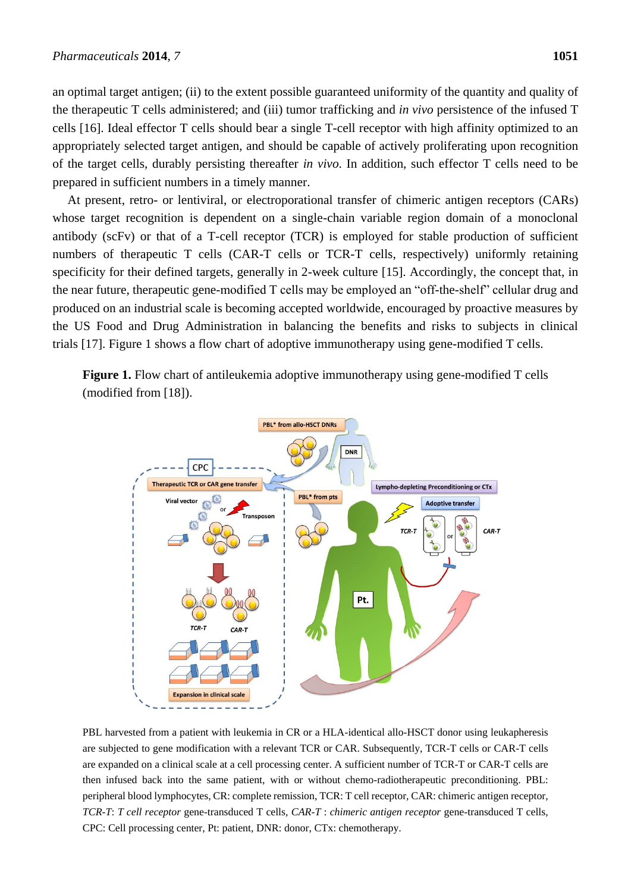an optimal target antigen; (ii) to the extent possible guaranteed uniformity of the quantity and quality of the therapeutic T cells administered; and (iii) tumor trafficking and *in vivo* persistence of the infused T cells [16]. Ideal effector T cells should bear a single T-cell receptor with high affinity optimized to an appropriately selected target antigen, and should be capable of actively proliferating upon recognition of the target cells, durably persisting thereafter *in vivo*. In addition, such effector T cells need to be prepared in sufficient numbers in a timely manner.

At present, retro- or lentiviral, or electroporational transfer of chimeric antigen receptors (CARs) whose target recognition is dependent on a single-chain variable region domain of a monoclonal antibody (scFv) or that of a T-cell receptor (TCR) is employed for stable production of sufficient numbers of therapeutic T cells (CAR-T cells or TCR-T cells, respectively) uniformly retaining specificity for their defined targets, generally in 2-week culture [15]. Accordingly, the concept that, in the near future, therapeutic gene-modified T cells may be employed an "off-the-shelf" cellular drug and produced on an industrial scale is becoming accepted worldwide, encouraged by proactive measures by the US Food and Drug Administration in balancing the benefits and risks to subjects in clinical trials [17]. Figure 1 shows a flow chart of adoptive immunotherapy using gene-modified T cells.

**Figure 1.** Flow chart of antileukemia adoptive immunotherapy using gene-modified T cells (modified from [18]).

PBL* from allo-HSCT DNRs

DNR

CPC

Therapeutic TCR or CAR gene transfer

PBL* from pts

Lympho-depleting Preconditioning or CTx

Adoptive transfer

Viral vector

or

Transposon

TCR-T

or

CAR-T

TCR-T

CAR-T

Pt.

Expansion in clinical scale

PBL harvested from a patient with leukemia in CR or a HLA-identical allo-HSCT donor using leukapheresis are subjected to gene modification with a relevant TCR or CAR. Subsequently, TCR-T cells or CAR-T cells are expanded on a clinical scale at a cell processing center. A sufficient number of TCR-T or CAR-T cells are then infused back into the same patient, with or without chemo-radiotherapeutic preconditioning. PBL: peripheral blood lymphocytes, CR: complete remission, TCR: T cell receptor, CAR: chimeric antigen receptor, *TCR-T*: *T cell receptor* gene-transduced T cells, *CAR-T* : *chimeric antigen receptor* gene-transduced T cells, CPC: Cell processing center, Pt: patient, DNR: donor, CTx: chemotherapy.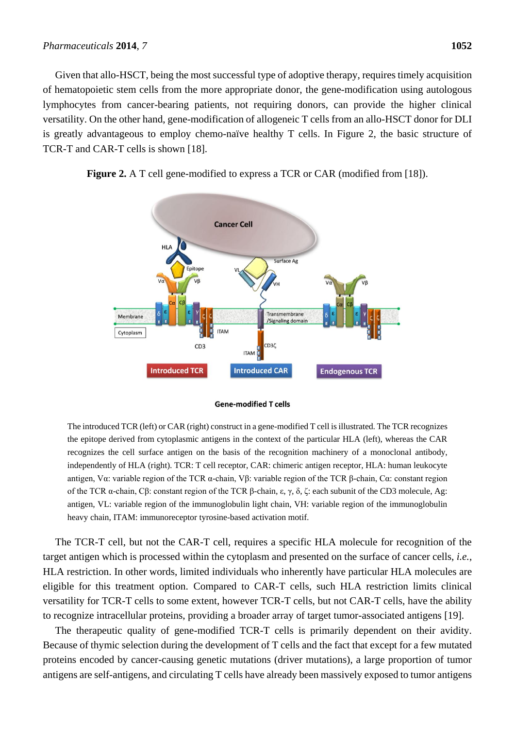Given that allo-HSCT, being the most successful type of adoptive therapy, requires timely acquisition of hematopoietic stem cells from the more appropriate donor, the gene-modification using autologous lymphocytes from cancer-bearing patients, not requiring donors, can provide the higher clinical versatility. On the other hand, gene-modification of allogeneic T cells from an allo-HSCT donor for DLI is greatly advantageous to employ chemo-naïve healthy T cells. In Figure 2, the basic structure of TCR-T and CAR-T cells is shown [18].

**Figure 2.** A T cell gene-modified to express a TCR or CAR (modified from [18]).

Cancer Cell
HLA
Epitope
Surface Ag
VL
VH
Vα
Vβ
Cα
Cβ
δ
ε
γ
ζ
Membrane
Cytoplasm
Transmembrane /Signaling domain
ITAM
CD3
CD3ζ
Introduced TCR
Introduced CAR
Endogenous TCR
Gene-modified T cells

The introduced TCR (left) or CAR (right) construct in a gene-modified T cell is illustrated. The TCR recognizes the epitope derived from cytoplasmic antigens in the context of the particular HLA (left), whereas the CAR recognizes the cell surface antigen on the basis of the recognition machinery of a monoclonal antibody, independently of HLA (right). TCR: T cell receptor, CAR: chimeric antigen receptor, HLA: human leukocyte antigen, Vα: variable region of the TCR α-chain, Vβ: variable region of the TCR β-chain, Cα: constant region of the TCR α-chain, Cβ: constant region of the TCR β-chain, ε, γ, δ, ζ: each subunit of the CD3 molecule, Ag: antigen, VL: variable region of the immunoglobulin light chain, VH: variable region of the immunoglobulin heavy chain, ITAM: immunoreceptor tyrosine-based activation motif.

The TCR-T cell, but not the CAR-T cell, requires a specific HLA molecule for recognition of the target antigen which is processed within the cytoplasm and presented on the surface of cancer cells, *i.e.*, HLA restriction. In other words, limited individuals who inherently have particular HLA molecules are eligible for this treatment option. Compared to CAR-T cells, such HLA restriction limits clinical versatility for TCR-T cells to some extent, however TCR-T cells, but not CAR-T cells, have the ability to recognize intracellular proteins, providing a broader array of target tumor-associated antigens [19].

The therapeutic quality of gene-modified TCR-T cells is primarily dependent on their avidity. Because of thymic selection during the development of T cells and the fact that except for a few mutated proteins encoded by cancer-causing genetic mutations (driver mutations), a large proportion of tumor antigens are self-antigens, and circulating T cells have already been massively exposed to tumor antigens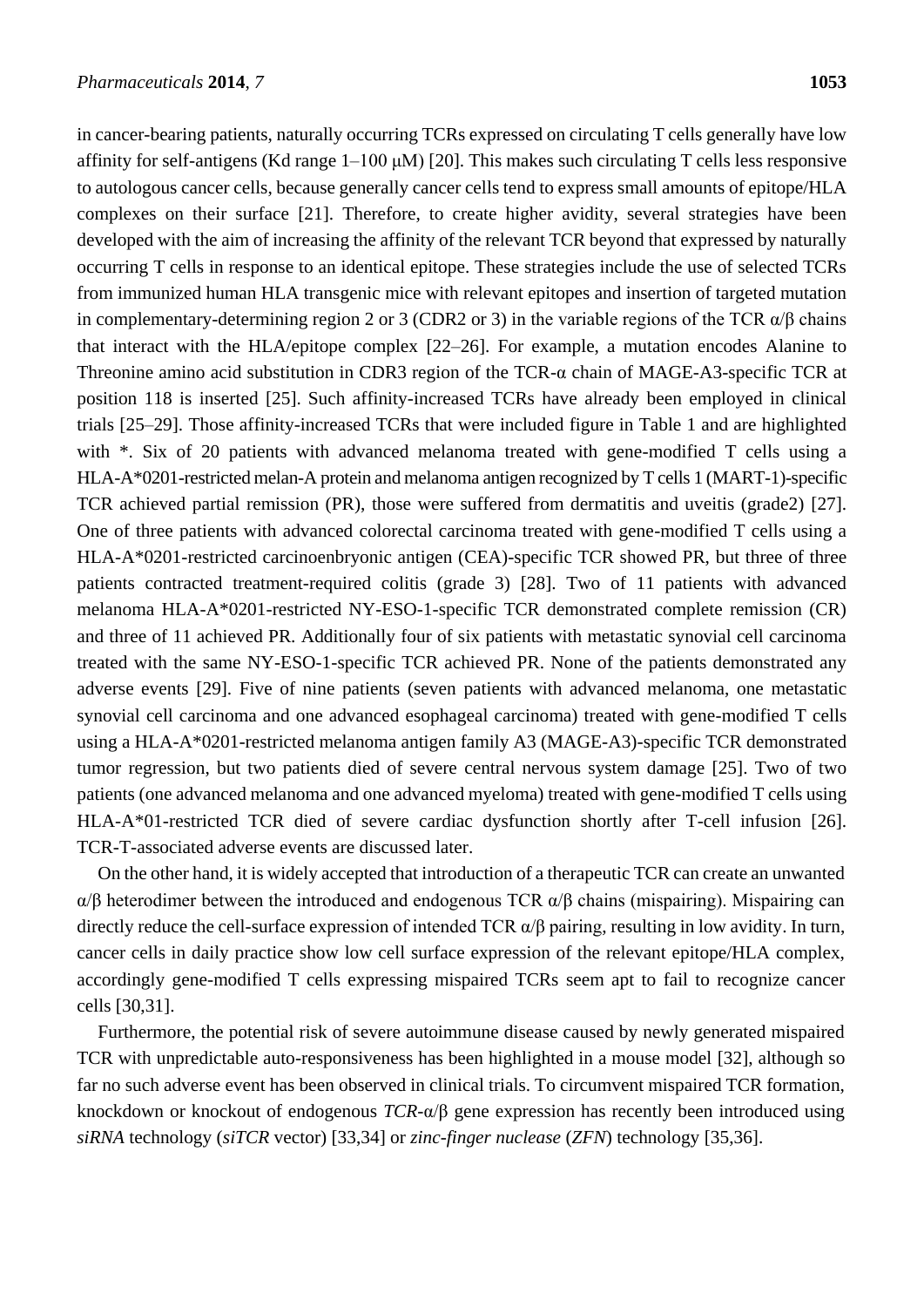in cancer-bearing patients, naturally occurring TCRs expressed on circulating T cells generally have low affinity for self-antigens (Kd range 1–100 μM) [20]. This makes such circulating T cells less responsive to autologous cancer cells, because generally cancer cells tend to express small amounts of epitope/HLA complexes on their surface [21]. Therefore, to create higher avidity, several strategies have been developed with the aim of increasing the affinity of the relevant TCR beyond that expressed by naturally occurring T cells in response to an identical epitope. These strategies include the use of selected TCRs from immunized human HLA transgenic mice with relevant epitopes and insertion of targeted mutation in complementary-determining region 2 or 3 (CDR2 or 3) in the variable regions of the TCR α/β chains that interact with the HLA/epitope complex [22–26]. For example, a mutation encodes Alanine to Threonine amino acid substitution in CDR3 region of the TCR-α chain of MAGE-A3-specific TCR at position 118 is inserted [25]. Such affinity-increased TCRs have already been employed in clinical trials [25–29]. Those affinity-increased TCRs that were included figure in Table 1 and are highlighted with *. Six of 20 patients with advanced melanoma treated with gene-modified T cells using a HLA-A*0201-restricted melan-A protein and melanoma antigen recognized by T cells 1 (MART-1)-specific TCR achieved partial remission (PR), those were suffered from dermatitis and uveitis (grade2) [27]. One of three patients with advanced colorectal carcinoma treated with gene-modified T cells using a HLA-A*0201-restricted carcinoenbryonic antigen (CEA)-specific TCR showed PR, but three of three patients contracted treatment-required colitis (grade 3) [28]. Two of 11 patients with advanced melanoma HLA-A*0201-restricted NY-ESO-1-specific TCR demonstrated complete remission (CR) and three of 11 achieved PR. Additionally four of six patients with metastatic synovial cell carcinoma treated with the same NY-ESO-1-specific TCR achieved PR. None of the patients demonstrated any adverse events [29]. Five of nine patients (seven patients with advanced melanoma, one metastatic synovial cell carcinoma and one advanced esophageal carcinoma) treated with gene-modified T cells using a HLA-A*0201-restricted melanoma antigen family A3 (MAGE-A3)-specific TCR demonstrated tumor regression, but two patients died of severe central nervous system damage [25]. Two of two patients (one advanced melanoma and one advanced myeloma) treated with gene-modified T cells using HLA-A*01-restricted TCR died of severe cardiac dysfunction shortly after T-cell infusion [26]. TCR-T-associated adverse events are discussed later.

On the other hand, it is widely accepted that introduction of a therapeutic TCR can create an unwanted α/β heterodimer between the introduced and endogenous TCR α/β chains (mispairing). Mispairing can directly reduce the cell-surface expression of intended TCR α/β pairing, resulting in low avidity. In turn, cancer cells in daily practice show low cell surface expression of the relevant epitope/HLA complex, accordingly gene-modified T cells expressing mispaired TCRs seem apt to fail to recognize cancer cells [30,31].

Furthermore, the potential risk of severe autoimmune disease caused by newly generated mispaired TCR with unpredictable auto-responsiveness has been highlighted in a mouse model [32], although so far no such adverse event has been observed in clinical trials. To circumvent mispaired TCR formation, knockdown or knockout of endogenous *TCR*-α/β gene expression has recently been introduced using *siRNA* technology (*siTCR* vector) [33,34] or *zinc-finger nuclease* (*ZFN*) technology [35,36].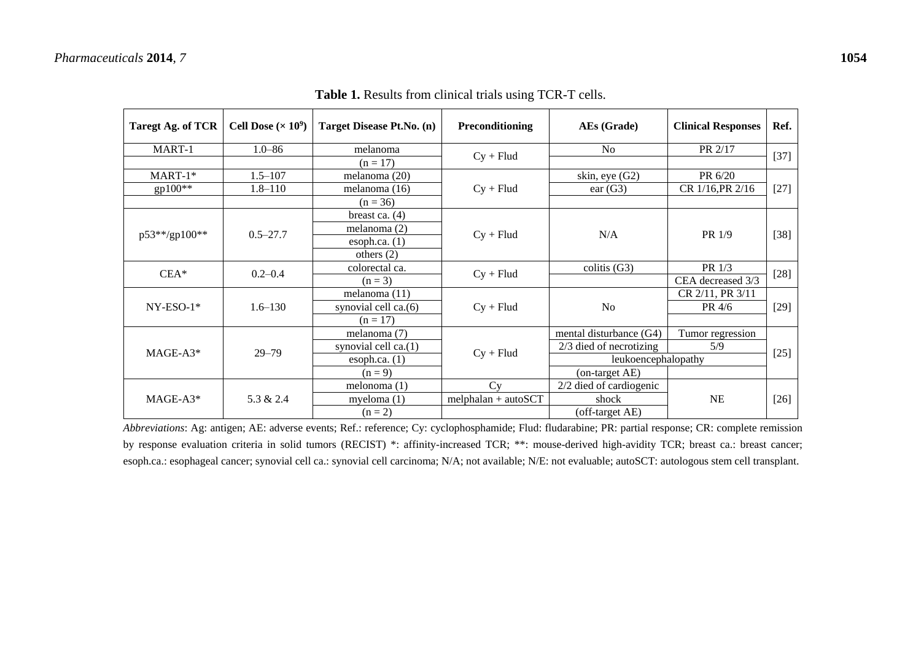**Table 1.** Results from clinical trials using TCR-T cells.

| Taregt Ag. of TCR | Cell Dose ($\times 10^9$) | Target Disease Pt.No. (n) | Preconditioning | AEs (Grade) | Clinical Responses | Ref. |
|---|---|---|---|---|---|---|
| MART-1 | 1.0–86 | melanoma (n = 17) | Cy + Flud | No | PR 2/17 | [37] |
| MART-1* | 1.5–107 | melanoma (20) | Cy + Flud | skin, eye (G2) | PR 6/20 | [27] |
| gp100** | 1.8–110 | melanoma (16) (n = 36) | | ear (G3) | CR 1/16,PR 2/16 | |
| p53**/gp100** | 0.5–27.7 | breast ca. (4) melanoma (2) esoph.ca. (1) others (2) | Cy + Flud | N/A | PR 1/9 | [38] |
| CEA* | 0.2–0.4 | colorectal ca. (n = 3) | Cy + Flud | colitis (G3) | PR 1/3 CEA decreased 3/3 | [28] |
| NY-ESO-1* | 1.6–130 | melanoma (11) | Cy + Flud | No | CR 2/11, PR 3/11 | [29] |
| | | synovial cell ca.(6) (n = 17) | | | PR 4/6 | |
| MAGE-A3* | 29–79 | melanoma (7) synovial cell ca.(1) esoph.ca. (1) (n = 9) | Cy + Flud | mental disturbance (G4) 2/3 died of necrotizing leukoencephalopathy (on-target AE) | Tumor regression 5/9 | [25] |
| MAGE-A3* | 5.3 & 2.4 | melonoma (1) | Cy | 2/2 died of cardiogenic shock (off-target AE) | NE | [26] |
| | | myeloma (1) (n = 2) | melphalan + autoSCT | | | |

*Abbreviations*: Ag: antigen; AE: adverse events; Ref.: reference; Cy: cyclophosphamide; Flud: fludarabine; PR: partial response; CR: complete remission by response evaluation criteria in solid tumors (RECIST) *: affinity-increased TCR; **: mouse-derived high-avidity TCR; breast ca.: breast cancer; esoph.ca.: esophageal cancer; synovial cell ca.: synovial cell carcinoma; N/A; not available; N/E: not evaluable; autoSCT: autologous stem cell transplant.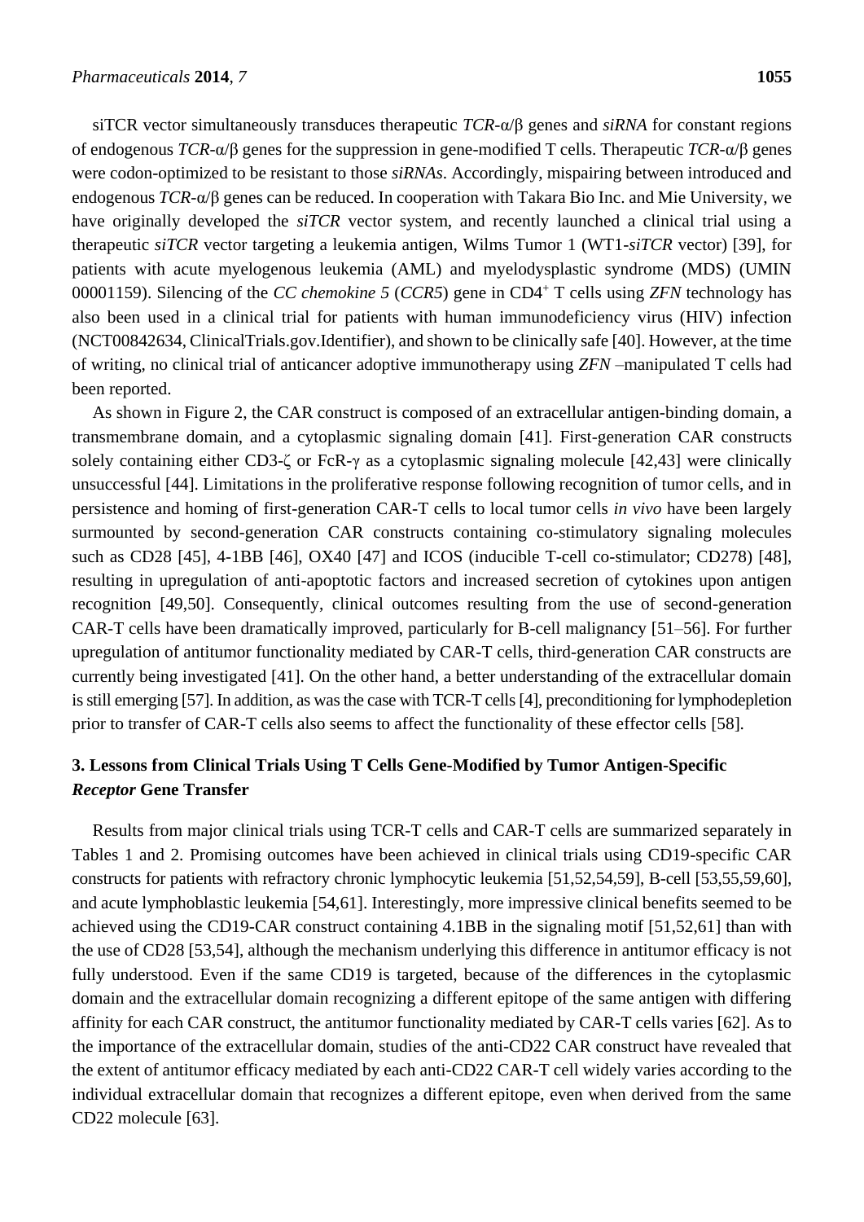siTCR vector simultaneously transduces therapeutic *TCR*-α/β genes and *siRNA* for constant regions of endogenous *TCR*-α/β genes for the suppression in gene-modified T cells. Therapeutic *TCR*-α/β genes were codon-optimized to be resistant to those *siRNAs*. Accordingly, mispairing between introduced and endogenous *TCR*-α/β genes can be reduced. In cooperation with Takara Bio Inc. and Mie University, we have originally developed the *siTCR* vector system, and recently launched a clinical trial using a therapeutic *siTCR* vector targeting a leukemia antigen, Wilms Tumor 1 (WT1-*siTCR* vector) [39], for patients with acute myelogenous leukemia (AML) and myelodysplastic syndrome (MDS) (UMIN 00001159). Silencing of the *CC chemokine 5* (*CCR5*) gene in CD4$^+$ T cells using *ZFN* technology has also been used in a clinical trial for patients with human immunodeficiency virus (HIV) infection (NCT00842634, ClinicalTrials.gov.Identifier), and shown to be clinically safe [40]. However, at the time of writing, no clinical trial of anticancer adoptive immunotherapy using *ZFN* –manipulated T cells had been reported.

As shown in Figure 2, the CAR construct is composed of an extracellular antigen-binding domain, a transmembrane domain, and a cytoplasmic signaling domain [41]. First-generation CAR constructs solely containing either CD3-ζ or FcR-γ as a cytoplasmic signaling molecule [42,43] were clinically unsuccessful [44]. Limitations in the proliferative response following recognition of tumor cells, and in persistence and homing of first-generation CAR-T cells to local tumor cells *in vivo* have been largely surmounted by second-generation CAR constructs containing co-stimulatory signaling molecules such as CD28 [45], 4-1BB [46], OX40 [47] and ICOS (inducible T-cell co-stimulator; CD278) [48], resulting in upregulation of anti-apoptotic factors and increased secretion of cytokines upon antigen recognition [49,50]. Consequently, clinical outcomes resulting from the use of second-generation CAR-T cells have been dramatically improved, particularly for B-cell malignancy [51–56]. For further upregulation of antitumor functionality mediated by CAR-T cells, third-generation CAR constructs are currently being investigated [41]. On the other hand, a better understanding of the extracellular domain is still emerging [57]. In addition, as was the case with TCR-T cells [4], preconditioning for lymphodepletion prior to transfer of CAR-T cells also seems to affect the functionality of these effector cells [58].

## 3. Lessons from Clinical Trials Using T Cells Gene-Modified by Tumor Antigen-Specific *Receptor* Gene Transfer

Results from major clinical trials using TCR-T cells and CAR-T cells are summarized separately in Tables 1 and 2. Promising outcomes have been achieved in clinical trials using CD19-specific CAR constructs for patients with refractory chronic lymphocytic leukemia [51,52,54,59], B-cell [53,55,59,60], and acute lymphoblastic leukemia [54,61]. Interestingly, more impressive clinical benefits seemed to be achieved using the CD19-CAR construct containing 4.1BB in the signaling motif [51,52,61] than with the use of CD28 [53,54], although the mechanism underlying this difference in antitumor efficacy is not fully understood. Even if the same CD19 is targeted, because of the differences in the cytoplasmic domain and the extracellular domain recognizing a different epitope of the same antigen with differing affinity for each CAR construct, the antitumor functionality mediated by CAR-T cells varies [62]. As to the importance of the extracellular domain, studies of the anti-CD22 CAR construct have revealed that the extent of antitumor efficacy mediated by each anti-CD22 CAR-T cell widely varies according to the individual extracellular domain that recognizes a different epitope, even when derived from the same CD22 molecule [63].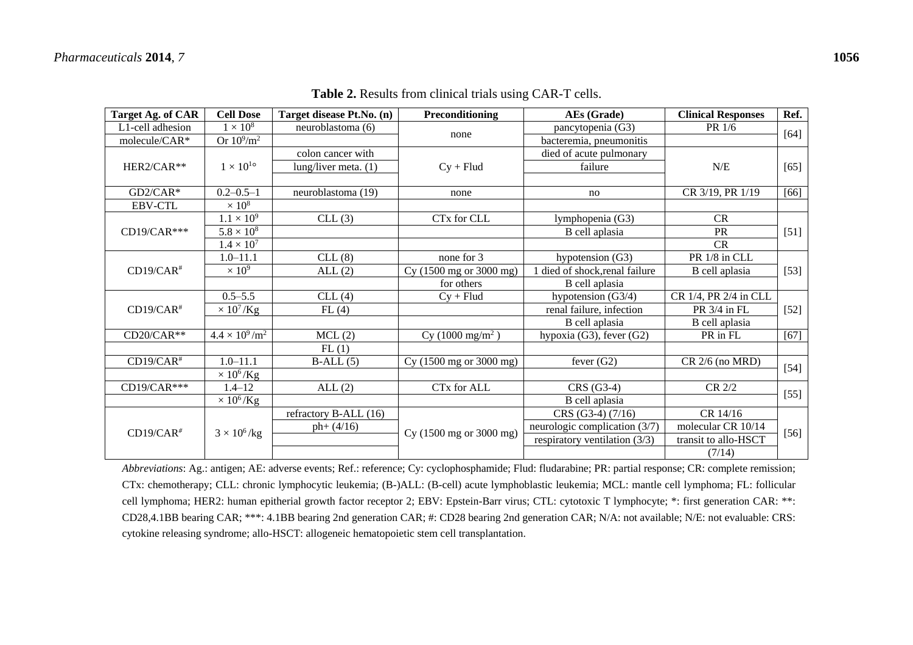**Table 2.** Results from clinical trials using CAR-T cells.

| Target Ag. of CAR | Cell Dose | Target disease Pt.No. (n) | Preconditioning | AEs (Grade) | Clinical Responses | Ref. |
|---|---|---|---|---|---|---|
| L1-cell adhesion | $1 \times 10^8$ | neuroblastoma (6) | none | pancytopenia (G3) | PR 1/6 | [64] |
| molecule/CAR* | Or $10^9/m^2$ | | | bacteremia, pneumonitis | | |
| HER2/CAR** | $1 \times 10^{10}$ | colon cancer with | Cy + Flud | died of acute pulmonary | N/E | [65] |
| | | lung/liver meta. (1) | | failure | | |
| | | | | | | |
| GD2/CAR* | 0.2–0.5–1 | neuroblastoma (19) | none | no | CR 3/19, PR 1/19 | [66] |
| EBV-CTL | $\times 10^8$ | | | | | |
| CD19/CAR*** | $1.1 \times 10^9$ | CLL (3) | CTx for CLL | lymphopenia (G3) | CR | [51] |
| | $5.8 \times 10^8$ | | | B cell aplasia | PR | |
| | $1.4 \times 10^7$ | | | | CR | |
| CD19/CAR# | 1.0–11.1 | CLL (8) | none for 3 | hypotension (G3) | PR 1/8 in CLL | [53] |
| | $\times 10^9$ | ALL (2) | Cy (1500 mg or 3000 mg) | 1 died of shock,renal failure | B cell aplasia | |
| | | | for others | B cell aplasia | | |
| CD19/CAR# | 0.5–5.5 | CLL (4) | Cy + Flud | hypotension (G3/4) | CR 1/4, PR 2/4 in CLL | [52] |
| | $\times 10^7$/Kg | FL (4) | | renal failure, infection | PR 3/4 in FL | |
| | | | | B cell aplasia | B cell aplasia | |
| CD20/CAR** | $4.4 \times 10^9/m^2$ | MCL (2) | Cy (1000 mg/$m^2$) | hypoxia (G3), fever (G2) | PR in FL | [67] |
| | | FL (1) | | | | |
| CD19/CAR# | 1.0–11.1 | B-ALL (5) | Cy (1500 mg or 3000 mg) | fever (G2) | CR 2/6 (no MRD) | [54] |
| | $\times 10^6$/Kg | | | | | |
| CD19/CAR*** | 1.4–12 | ALL (2) | CTx for ALL | CRS (G3-4) | CR 2/2 | [55] |
| | $\times 10^6$/Kg | | | B cell aplasia | | |
| CD19/CAR# | $3 \times 10^6$/kg | refractory B-ALL (16) | Cy (1500 mg or 3000 mg) | CRS (G3-4) (7/16) | CR 14/16 | [56] |
| | | ph+ (4/16) | | neurologic complication (3/7) | molecular CR 10/14 | |
| | | | | respiratory ventilation (3/3) | transit to allo-HSCT | |
| | | | | | (7/14) | |

*Abbreviations*: Ag.: antigen; AE: adverse events; Ref.: reference; Cy: cyclophosphamide; Flud: fludarabine; PR: partial response; CR: complete remission; CTx: chemotherapy; CLL: chronic lymphocytic leukemia; (B-)ALL: (B-cell) acute lymphoblastic leukemia; MCL: mantle cell lymphoma; FL: follicular cell lymphoma; HER2: human epitherial growth factor receptor 2; EBV: Epstein-Barr virus; CTL: cytotoxic T lymphocyte; *: first generation CAR: **: CD28,4.1BB bearing CAR; ***: 4.1BB bearing 2nd generation CAR; #: CD28 bearing 2nd generation CAR; N/A: not available; N/E: not evaluable: CRS: cytokine releasing syndrome; allo-HSCT: allogeneic hematopoietic stem cell transplantation.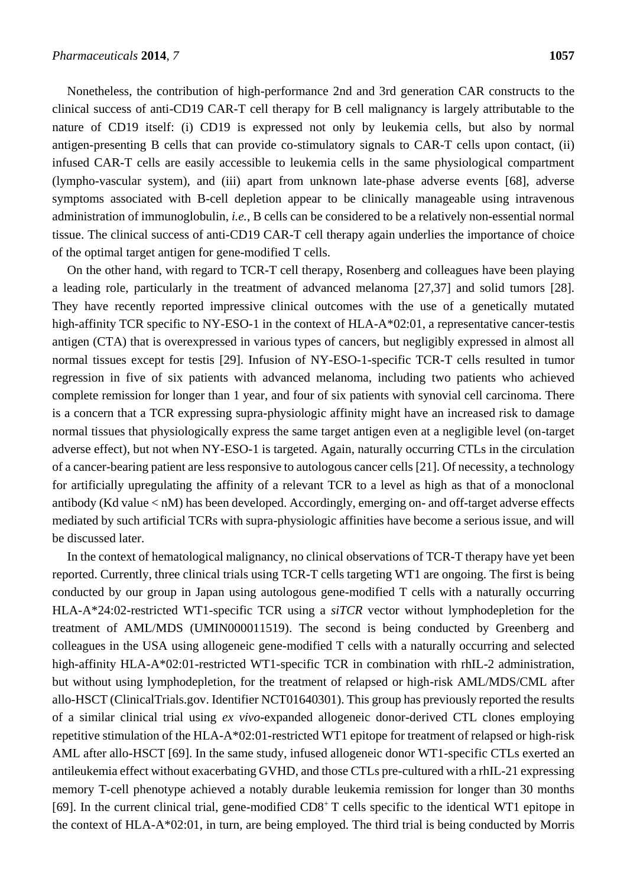Nonetheless, the contribution of high-performance 2nd and 3rd generation CAR constructs to the clinical success of anti-CD19 CAR-T cell therapy for B cell malignancy is largely attributable to the nature of CD19 itself: (i) CD19 is expressed not only by leukemia cells, but also by normal antigen-presenting B cells that can provide co-stimulatory signals to CAR-T cells upon contact, (ii) infused CAR-T cells are easily accessible to leukemia cells in the same physiological compartment (lympho-vascular system), and (iii) apart from unknown late-phase adverse events [68], adverse symptoms associated with B-cell depletion appear to be clinically manageable using intravenous administration of immunoglobulin, *i.e.*, B cells can be considered to be a relatively non-essential normal tissue. The clinical success of anti-CD19 CAR-T cell therapy again underlies the importance of choice of the optimal target antigen for gene-modified T cells.

On the other hand, with regard to TCR-T cell therapy, Rosenberg and colleagues have been playing a leading role, particularly in the treatment of advanced melanoma [27,37] and solid tumors [28]. They have recently reported impressive clinical outcomes with the use of a genetically mutated high-affinity TCR specific to NY-ESO-1 in the context of HLA-A*02:01, a representative cancer-testis antigen (CTA) that is overexpressed in various types of cancers, but negligibly expressed in almost all normal tissues except for testis [29]. Infusion of NY-ESO-1-specific TCR-T cells resulted in tumor regression in five of six patients with advanced melanoma, including two patients who achieved complete remission for longer than 1 year, and four of six patients with synovial cell carcinoma. There is a concern that a TCR expressing supra-physiologic affinity might have an increased risk to damage normal tissues that physiologically express the same target antigen even at a negligible level (on-target adverse effect), but not when NY-ESO-1 is targeted. Again, naturally occurring CTLs in the circulation of a cancer-bearing patient are less responsive to autologous cancer cells [21]. Of necessity, a technology for artificially upregulating the affinity of a relevant TCR to a level as high as that of a monoclonal antibody (Kd value < nM) has been developed. Accordingly, emerging on- and off-target adverse effects mediated by such artificial TCRs with supra-physiologic affinities have become a serious issue, and will be discussed later.

In the context of hematological malignancy, no clinical observations of TCR-T therapy have yet been reported. Currently, three clinical trials using TCR-T cells targeting WT1 are ongoing. The first is being conducted by our group in Japan using autologous gene-modified T cells with a naturally occurring HLA-A*24:02-restricted WT1-specific TCR using a *siTCR* vector without lymphodepletion for the treatment of AML/MDS (UMIN000011519). The second is being conducted by Greenberg and colleagues in the USA using allogeneic gene-modified T cells with a naturally occurring and selected high-affinity HLA-A*02:01-restricted WT1-specific TCR in combination with rhIL-2 administration, but without using lymphodepletion, for the treatment of relapsed or high-risk AML/MDS/CML after allo-HSCT (ClinicalTrials.gov. Identifier NCT01640301). This group has previously reported the results of a similar clinical trial using *ex vivo*-expanded allogeneic donor-derived CTL clones employing repetitive stimulation of the HLA-A*02:01-restricted WT1 epitope for treatment of relapsed or high-risk AML after allo-HSCT [69]. In the same study, infused allogeneic donor WT1-specific CTLs exerted an antileukemia effect without exacerbating GVHD, and those CTLs pre-cultured with a rhIL-21 expressing memory T-cell phenotype achieved a notably durable leukemia remission for longer than 30 months [69]. In the current clinical trial, gene-modified $CD8^+$ T cells specific to the identical WT1 epitope in the context of HLA-A*02:01, in turn, are being employed. The third trial is being conducted by Morris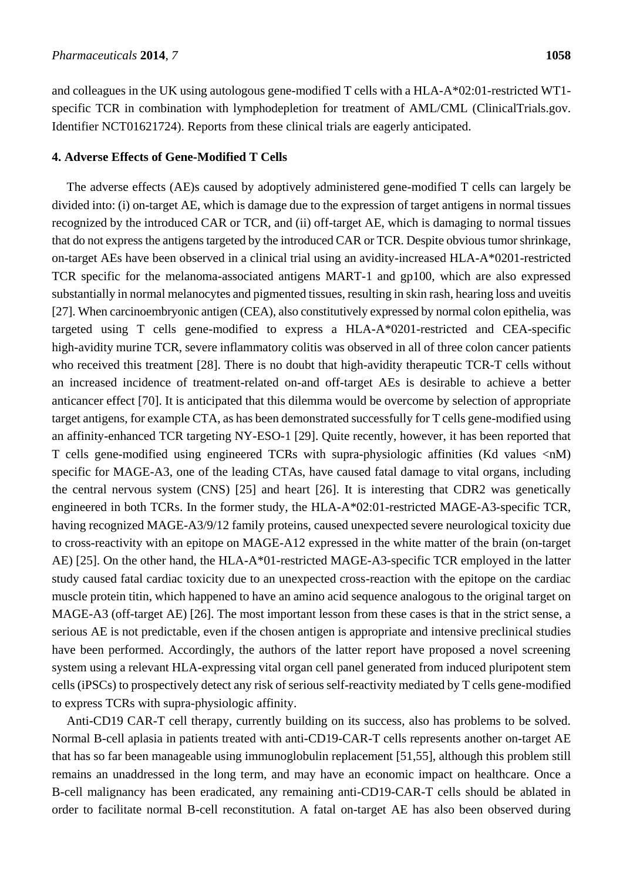and colleagues in the UK using autologous gene-modified T cells with a HLA-A*02:01-restricted WT1-specific TCR in combination with lymphodepletion for treatment of AML/CML (ClinicalTrials.gov. Identifier NCT01621724). Reports from these clinical trials are eagerly anticipated.

## 4. Adverse Effects of Gene-Modified T Cells

The adverse effects (AE)s caused by adoptively administered gene-modified T cells can largely be divided into: (i) on-target AE, which is damage due to the expression of target antigens in normal tissues recognized by the introduced CAR or TCR, and (ii) off-target AE, which is damaging to normal tissues that do not express the antigens targeted by the introduced CAR or TCR. Despite obvious tumor shrinkage, on-target AEs have been observed in a clinical trial using an avidity-increased HLA-A*0201-restricted TCR specific for the melanoma-associated antigens MART-1 and gp100, which are also expressed substantially in normal melanocytes and pigmented tissues, resulting in skin rash, hearing loss and uveitis [27]. When carcinoembryonic antigen (CEA), also constitutively expressed by normal colon epithelia, was targeted using T cells gene-modified to express a HLA-A*0201-restricted and CEA-specific high-avidity murine TCR, severe inflammatory colitis was observed in all of three colon cancer patients who received this treatment [28]. There is no doubt that high-avidity therapeutic TCR-T cells without an increased incidence of treatment-related on-and off-target AEs is desirable to achieve a better anticancer effect [70]. It is anticipated that this dilemma would be overcome by selection of appropriate target antigens, for example CTA, as has been demonstrated successfully for T cells gene-modified using an affinity-enhanced TCR targeting NY-ESO-1 [29]. Quite recently, however, it has been reported that T cells gene-modified using engineered TCRs with supra-physiologic affinities (Kd values <nM) specific for MAGE-A3, one of the leading CTAs, have caused fatal damage to vital organs, including the central nervous system (CNS) [25] and heart [26]. It is interesting that CDR2 was genetically engineered in both TCRs. In the former study, the HLA-A*02:01-restricted MAGE-A3-specific TCR, having recognized MAGE-A3/9/12 family proteins, caused unexpected severe neurological toxicity due to cross-reactivity with an epitope on MAGE-A12 expressed in the white matter of the brain (on-target AE) [25]. On the other hand, the HLA-A*01-restricted MAGE-A3-specific TCR employed in the latter study caused fatal cardiac toxicity due to an unexpected cross-reaction with the epitope on the cardiac muscle protein titin, which happened to have an amino acid sequence analogous to the original target on MAGE-A3 (off-target AE) [26]. The most important lesson from these cases is that in the strict sense, a serious AE is not predictable, even if the chosen antigen is appropriate and intensive preclinical studies have been performed. Accordingly, the authors of the latter report have proposed a novel screening system using a relevant HLA-expressing vital organ cell panel generated from induced pluripotent stem cells (iPSCs) to prospectively detect any risk of serious self-reactivity mediated by T cells gene-modified to express TCRs with supra-physiologic affinity.

Anti-CD19 CAR-T cell therapy, currently building on its success, also has problems to be solved. Normal B-cell aplasia in patients treated with anti-CD19-CAR-T cells represents another on-target AE that has so far been manageable using immunoglobulin replacement [51,55], although this problem still remains an unaddressed in the long term, and may have an economic impact on healthcare. Once a B-cell malignancy has been eradicated, any remaining anti-CD19-CAR-T cells should be ablated in order to facilitate normal B-cell reconstitution. A fatal on-target AE has also been observed during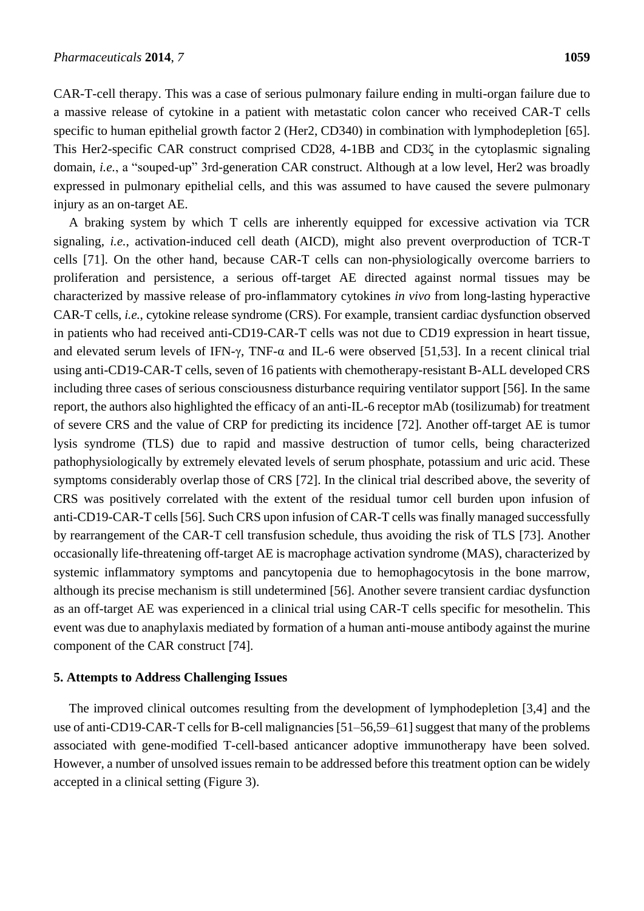CAR-T-cell therapy. This was a case of serious pulmonary failure ending in multi-organ failure due to a massive release of cytokine in a patient with metastatic colon cancer who received CAR-T cells specific to human epithelial growth factor 2 (Her2, CD340) in combination with lymphodepletion [65]. This Her2-specific CAR construct comprised CD28, 4-1BB and CD3ζ in the cytoplasmic signaling domain, *i.e.*, a "souped-up" 3rd-generation CAR construct. Although at a low level, Her2 was broadly expressed in pulmonary epithelial cells, and this was assumed to have caused the severe pulmonary injury as an on-target AE.

A braking system by which T cells are inherently equipped for excessive activation via TCR signaling, *i.e.*, activation-induced cell death (AICD), might also prevent overproduction of TCR-T cells [71]. On the other hand, because CAR-T cells can non-physiologically overcome barriers to proliferation and persistence, a serious off-target AE directed against normal tissues may be characterized by massive release of pro-inflammatory cytokines *in vivo* from long-lasting hyperactive CAR-T cells, *i.e.*, cytokine release syndrome (CRS). For example, transient cardiac dysfunction observed in patients who had received anti-CD19-CAR-T cells was not due to CD19 expression in heart tissue, and elevated serum levels of IFN-γ, TNF-α and IL-6 were observed [51,53]. In a recent clinical trial using anti-CD19-CAR-T cells, seven of 16 patients with chemotherapy-resistant B-ALL developed CRS including three cases of serious consciousness disturbance requiring ventilator support [56]. In the same report, the authors also highlighted the efficacy of an anti-IL-6 receptor mAb (tosilizumab) for treatment of severe CRS and the value of CRP for predicting its incidence [72]. Another off-target AE is tumor lysis syndrome (TLS) due to rapid and massive destruction of tumor cells, being characterized pathophysiologically by extremely elevated levels of serum phosphate, potassium and uric acid. These symptoms considerably overlap those of CRS [72]. In the clinical trial described above, the severity of CRS was positively correlated with the extent of the residual tumor cell burden upon infusion of anti-CD19-CAR-T cells [56]. Such CRS upon infusion of CAR-T cells was finally managed successfully by rearrangement of the CAR-T cell transfusion schedule, thus avoiding the risk of TLS [73]. Another occasionally life-threatening off-target AE is macrophage activation syndrome (MAS), characterized by systemic inflammatory symptoms and pancytopenia due to hemophagocytosis in the bone marrow, although its precise mechanism is still undetermined [56]. Another severe transient cardiac dysfunction as an off-target AE was experienced in a clinical trial using CAR-T cells specific for mesothelin. This event was due to anaphylaxis mediated by formation of a human anti-mouse antibody against the murine component of the CAR construct [74].

## 5. Attempts to Address Challenging Issues

The improved clinical outcomes resulting from the development of lymphodepletion [3,4] and the use of anti-CD19-CAR-T cells for B-cell malignancies [51–56,59–61] suggest that many of the problems associated with gene-modified T-cell-based anticancer adoptive immunotherapy have been solved. However, a number of unsolved issues remain to be addressed before this treatment option can be widely accepted in a clinical setting (Figure 3).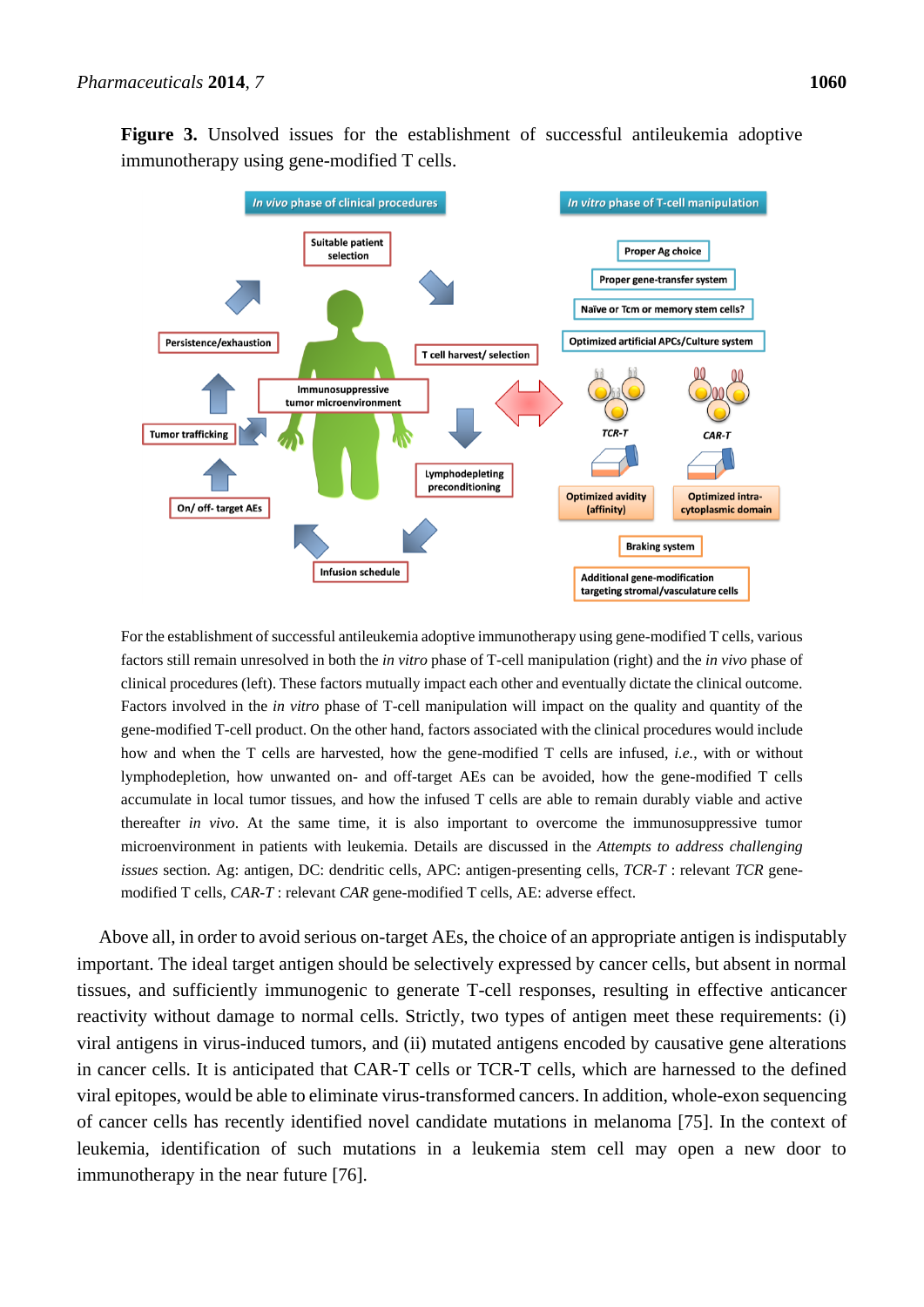**Figure 3.** Unsolved issues for the establishment of successful antileukemia adoptive immunotherapy using gene-modified T cells.

*In vivo* phase of clinical procedures

Suitable patient selection

T cell harvest/ selection

Lymphodepleting preconditioning

Infusion schedule

On/ off- target AEs

Tumor trafficking

Persistence/exhaustion

Immunosuppressive tumor microenvironment

*In vitro* phase of T-cell manipulation

Proper Ag choice

Proper gene-transfer system

Naïve or Tcm or memory stem cells?

Optimized artificial APCs/Culture system

TCR-T

CAR-T

Optimized avidity (affinity)

Optimized intra-cytoplasmic domain

Braking system

Additional gene-modification targeting stromal/vasculature cells

For the establishment of successful antileukemia adoptive immunotherapy using gene-modified T cells, various factors still remain unresolved in both the *in vitro* phase of T-cell manipulation (right) and the *in vivo* phase of clinical procedures (left). These factors mutually impact each other and eventually dictate the clinical outcome. Factors involved in the *in vitro* phase of T-cell manipulation will impact on the quality and quantity of the gene-modified T-cell product. On the other hand, factors associated with the clinical procedures would include how and when the T cells are harvested, how the gene-modified T cells are infused, *i.e.*, with or without lymphodepletion, how unwanted on- and off-target AEs can be avoided, how the gene-modified T cells accumulate in local tumor tissues, and how the infused T cells are able to remain durably viable and active thereafter *in vivo*. At the same time, it is also important to overcome the immunosuppressive tumor microenvironment in patients with leukemia. Details are discussed in the *Attempts to address challenging issues* section. Ag: antigen, DC: dendritic cells, APC: antigen-presenting cells, *TCR-T* : relevant *TCR* gene-modified T cells, *CAR-T* : relevant *CAR* gene-modified T cells, AE: adverse effect.

Above all, in order to avoid serious on-target AEs, the choice of an appropriate antigen is indisputably important. The ideal target antigen should be selectively expressed by cancer cells, but absent in normal tissues, and sufficiently immunogenic to generate T-cell responses, resulting in effective anticancer reactivity without damage to normal cells. Strictly, two types of antigen meet these requirements: (i) viral antigens in virus-induced tumors, and (ii) mutated antigens encoded by causative gene alterations in cancer cells. It is anticipated that CAR-T cells or TCR-T cells, which are harnessed to the defined viral epitopes, would be able to eliminate virus-transformed cancers. In addition, whole-exon sequencing of cancer cells has recently identified novel candidate mutations in melanoma [75]. In the context of leukemia, identification of such mutations in a leukemia stem cell may open a new door to immunotherapy in the near future [76].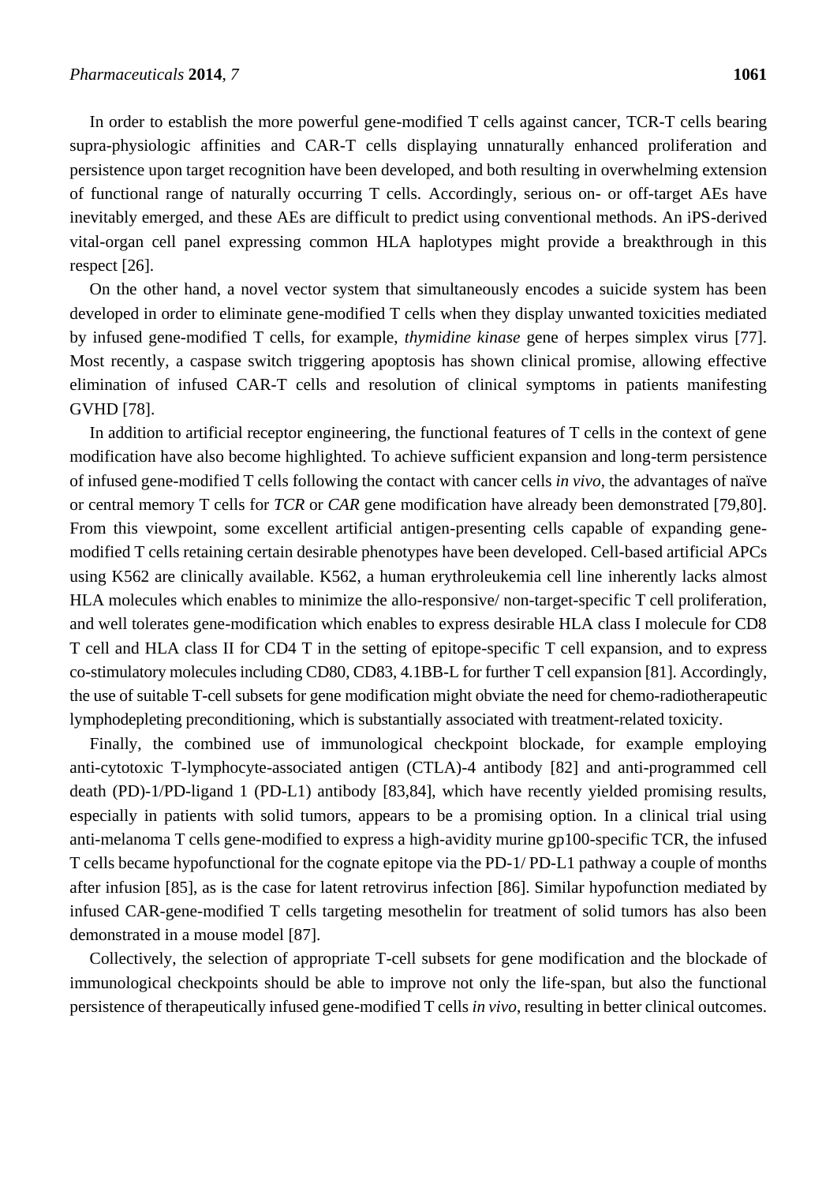In order to establish the more powerful gene-modified T cells against cancer, TCR-T cells bearing supra-physiologic affinities and CAR-T cells displaying unnaturally enhanced proliferation and persistence upon target recognition have been developed, and both resulting in overwhelming extension of functional range of naturally occurring T cells. Accordingly, serious on- or off-target AEs have inevitably emerged, and these AEs are difficult to predict using conventional methods. An iPS-derived vital-organ cell panel expressing common HLA haplotypes might provide a breakthrough in this respect [26].

On the other hand, a novel vector system that simultaneously encodes a suicide system has been developed in order to eliminate gene-modified T cells when they display unwanted toxicities mediated by infused gene-modified T cells, for example, *thymidine kinase* gene of herpes simplex virus [77]. Most recently, a caspase switch triggering apoptosis has shown clinical promise, allowing effective elimination of infused CAR-T cells and resolution of clinical symptoms in patients manifesting GVHD [78].

In addition to artificial receptor engineering, the functional features of T cells in the context of gene modification have also become highlighted. To achieve sufficient expansion and long-term persistence of infused gene-modified T cells following the contact with cancer cells *in vivo*, the advantages of naïve or central memory T cells for *TCR* or *CAR* gene modification have already been demonstrated [79,80]. From this viewpoint, some excellent artificial antigen-presenting cells capable of expanding gene-modified T cells retaining certain desirable phenotypes have been developed. Cell-based artificial APCs using K562 are clinically available. K562, a human erythroleukemia cell line inherently lacks almost HLA molecules which enables to minimize the allo-responsive/ non-target-specific T cell proliferation, and well tolerates gene-modification which enables to express desirable HLA class I molecule for CD8 T cell and HLA class II for CD4 T in the setting of epitope-specific T cell expansion, and to express co-stimulatory molecules including CD80, CD83, 4.1BB-L for further T cell expansion [81]. Accordingly, the use of suitable T-cell subsets for gene modification might obviate the need for chemo-radiotherapeutic lymphodepleting preconditioning, which is substantially associated with treatment-related toxicity.

Finally, the combined use of immunological checkpoint blockade, for example employing anti-cytotoxic T-lymphocyte-associated antigen (CTLA)-4 antibody [82] and anti-programmed cell death (PD)-1/PD-ligand 1 (PD-L1) antibody [83,84], which have recently yielded promising results, especially in patients with solid tumors, appears to be a promising option. In a clinical trial using anti-melanoma T cells gene-modified to express a high-avidity murine gp100-specific TCR, the infused T cells became hypofunctional for the cognate epitope via the PD-1/ PD-L1 pathway a couple of months after infusion [85], as is the case for latent retrovirus infection [86]. Similar hypofunction mediated by infused CAR-gene-modified T cells targeting mesothelin for treatment of solid tumors has also been demonstrated in a mouse model [87].

Collectively, the selection of appropriate T-cell subsets for gene modification and the blockade of immunological checkpoints should be able to improve not only the life-span, but also the functional persistence of therapeutically infused gene-modified T cells *in vivo*, resulting in better clinical outcomes.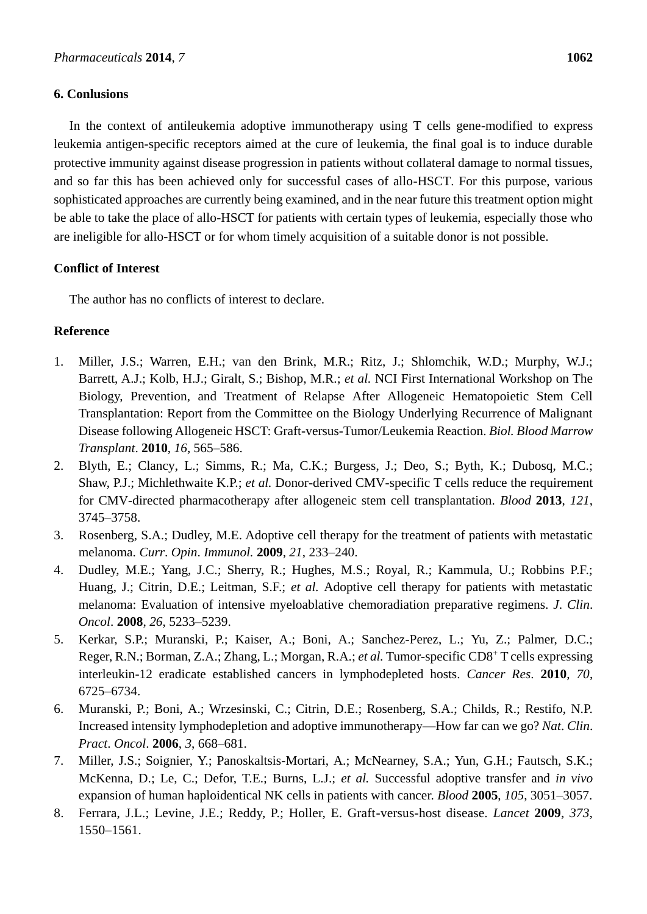## 6. Conlusions

In the context of antileukemia adoptive immunotherapy using T cells gene-modified to express leukemia antigen-specific receptors aimed at the cure of leukemia, the final goal is to induce durable protective immunity against disease progression in patients without collateral damage to normal tissues, and so far this has been achieved only for successful cases of allo-HSCT. For this purpose, various sophisticated approaches are currently being examined, and in the near future this treatment option might be able to take the place of allo-HSCT for patients with certain types of leukemia, especially those who are ineligible for allo-HSCT or for whom timely acquisition of a suitable donor is not possible.

## Conflict of Interest

The author has no conflicts of interest to declare.

## Reference

1. Miller, J.S.; Warren, E.H.; van den Brink, M.R.; Ritz, J.; Shlomchik, W.D.; Murphy, W.J.; Barrett, A.J.; Kolb, H.J.; Giralt, S.; Bishop, M.R.; *et al.* NCI First International Workshop on The Biology, Prevention, and Treatment of Relapse After Allogeneic Hematopoietic Stem Cell Transplantation: Report from the Committee on the Biology Underlying Recurrence of Malignant Disease following Allogeneic HSCT: Graft-versus-Tumor/Leukemia Reaction. *Biol. Blood Marrow Transplant*. **2010**, *16*, 565–586.
2. Blyth, E.; Clancy, L.; Simms, R.; Ma, C.K.; Burgess, J.; Deo, S.; Byth, K.; Dubosq, M.C.; Shaw, P.J.; Michlethwaite K.P.; *et al.* Donor-derived CMV-specific T cells reduce the requirement for CMV-directed pharmacotherapy after allogeneic stem cell transplantation. *Blood* **2013**, *121*, 3745–3758.
3. Rosenberg, S.A.; Dudley, M.E. Adoptive cell therapy for the treatment of patients with metastatic melanoma. *Curr. Opin. Immunol.* **2009**, *21*, 233–240.
4. Dudley, M.E.; Yang, J.C.; Sherry, R.; Hughes, M.S.; Royal, R.; Kammula, U.; Robbins P.F.; Huang, J.; Citrin, D.E.; Leitman, S.F.; *et al.* Adoptive cell therapy for patients with metastatic melanoma: Evaluation of intensive myeloablative chemoradiation preparative regimens. *J. Clin. Oncol*. **2008**, *26*, 5233–5239.
5. Kerkar, S.P.; Muranski, P.; Kaiser, A.; Boni, A.; Sanchez-Perez, L.; Yu, Z.; Palmer, D.C.; Reger, R.N.; Borman, Z.A.; Zhang, L.; Morgan, R.A.; *et al.* Tumor-specific $CD8^+$ T cells expressing interleukin-12 eradicate established cancers in lymphodepleted hosts. *Cancer Res*. **2010**, *70*, 6725–6734.
6. Muranski, P.; Boni, A.; Wrzesinski, C.; Citrin, D.E.; Rosenberg, S.A.; Childs, R.; Restifo, N.P. Increased intensity lymphodepletion and adoptive immunotherapy—How far can we go? *Nat. Clin. Pract. Oncol*. **2006**, *3*, 668–681.
7. Miller, J.S.; Soignier, Y.; Panoskaltsis-Mortari, A.; McNearney, S.A.; Yun, G.H.; Fautsch, S.K.; McKenna, D.; Le, C.; Defor, T.E.; Burns, L.J.; *et al.* Successful adoptive transfer and *in vivo* expansion of human haploidentical NK cells in patients with cancer. *Blood* **2005**, *105*, 3051–3057.
8. Ferrara, J.L.; Levine, J.E.; Reddy, P.; Holler, E. Graft-versus-host disease. *Lancet* **2009**, *373*, 1550–1561.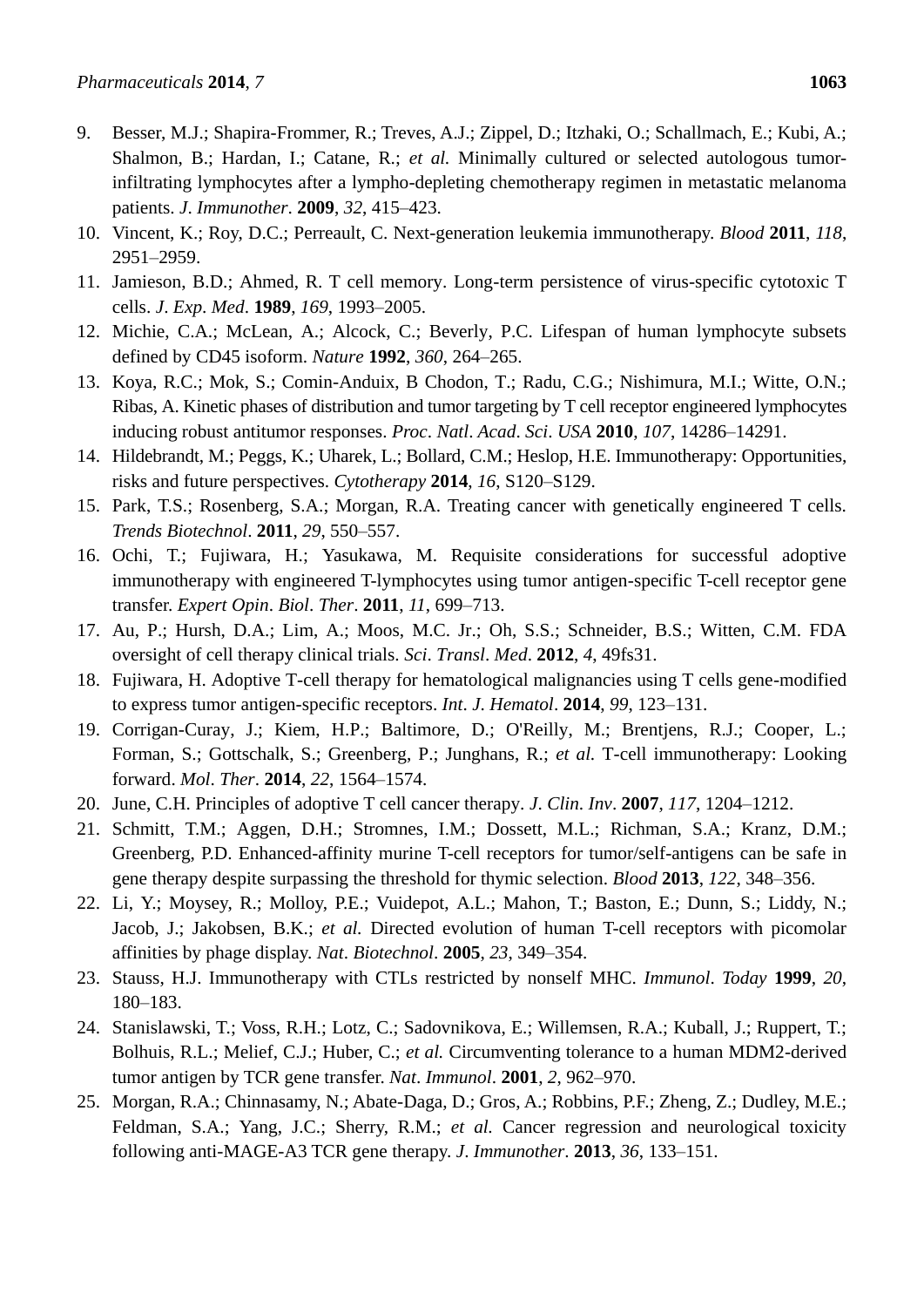9. Besser, M.J.; Shapira-Frommer, R.; Treves, A.J.; Zippel, D.; Itzhaki, O.; Schallmach, E.; Kubi, A.; Shalmon, B.; Hardan, I.; Catane, R.; *et al.* Minimally cultured or selected autologous tumor-infiltrating lymphocytes after a lympho-depleting chemotherapy regimen in metastatic melanoma patients. *J*. *Immunother*. **2009**, *32*, 415–423.
10. Vincent, K.; Roy, D.C.; Perreault, C. Next-generation leukemia immunotherapy. *Blood* **2011**, *118*, 2951–2959.
11. Jamieson, B.D.; Ahmed, R. T cell memory. Long-term persistence of virus-specific cytotoxic T cells. *J*. *Exp*. *Med*. **1989**, *169*, 1993–2005.
12. Michie, C.A.; McLean, A.; Alcock, C.; Beverly, P.C. Lifespan of human lymphocyte subsets defined by CD45 isoform. *Nature* **1992**, *360*, 264–265.
13. Koya, R.C.; Mok, S.; Comin-Anduix, B Chodon, T.; Radu, C.G.; Nishimura, M.I.; Witte, O.N.; Ribas, A. Kinetic phases of distribution and tumor targeting by T cell receptor engineered lymphocytes inducing robust antitumor responses. *Proc*. *Natl*. *Acad*. *Sci*. *USA* **2010**, *107*, 14286–14291.
14. Hildebrandt, M.; Peggs, K.; Uharek, L.; Bollard, C.M.; Heslop, H.E. Immunotherapy: Opportunities, risks and future perspectives. *Cytotherapy* **2014**, *16*, S120–S129.
15. Park, T.S.; Rosenberg, S.A.; Morgan, R.A. Treating cancer with genetically engineered T cells. *Trends Biotechnol*. **2011**, *29*, 550–557.
16. Ochi, T.; Fujiwara, H.; Yasukawa, M. Requisite considerations for successful adoptive immunotherapy with engineered T-lymphocytes using tumor antigen-specific T-cell receptor gene transfer. *Expert Opin*. *Biol*. *Ther*. **2011**, *11*, 699–713.
17. Au, P.; Hursh, D.A.; Lim, A.; Moos, M.C. Jr.; Oh, S.S.; Schneider, B.S.; Witten, C.M. FDA oversight of cell therapy clinical trials. *Sci*. *Transl*. *Med*. **2012**, *4*, 49fs31.
18. Fujiwara, H. Adoptive T-cell therapy for hematological malignancies using T cells gene-modified to express tumor antigen-specific receptors. *Int*. *J*. *Hematol*. **2014**, *99*, 123–131.
19. Corrigan-Curay, J.; Kiem, H.P.; Baltimore, D.; O'Reilly, M.; Brentjens, R.J.; Cooper, L.; Forman, S.; Gottschalk, S.; Greenberg, P.; Junghans, R.; *et al.* T-cell immunotherapy: Looking forward. *Mol*. *Ther*. **2014**, *22*, 1564–1574.
20. June, C.H. Principles of adoptive T cell cancer therapy. *J*. *Clin*. *Inv*. **2007**, *117*, 1204–1212.
21. Schmitt, T.M.; Aggen, D.H.; Stromnes, I.M.; Dossett, M.L.; Richman, S.A.; Kranz, D.M.; Greenberg, P.D. Enhanced-affinity murine T-cell receptors for tumor/self-antigens can be safe in gene therapy despite surpassing the threshold for thymic selection. *Blood* **2013**, *122*, 348–356.
22. Li, Y.; Moysey, R.; Molloy, P.E.; Vuidepot, A.L.; Mahon, T.; Baston, E.; Dunn, S.; Liddy, N.; Jacob, J.; Jakobsen, B.K.; *et al.* Directed evolution of human T-cell receptors with picomolar affinities by phage display. *Nat*. *Biotechnol*. **2005**, *23*, 349–354.
23. Stauss, H.J. Immunotherapy with CTLs restricted by nonself MHC. *Immunol*. *Today* **1999**, *20*, 180–183.
24. Stanislawski, T.; Voss, R.H.; Lotz, C.; Sadovnikova, E.; Willemsen, R.A.; Kuball, J.; Ruppert, T.; Bolhuis, R.L.; Melief, C.J.; Huber, C.; *et al.* Circumventing tolerance to a human MDM2-derived tumor antigen by TCR gene transfer. *Nat*. *Immunol*. **2001**, *2*, 962–970.
25. Morgan, R.A.; Chinnasamy, N.; Abate-Daga, D.; Gros, A.; Robbins, P.F.; Zheng, Z.; Dudley, M.E.; Feldman, S.A.; Yang, J.C.; Sherry, R.M.; *et al.* Cancer regression and neurological toxicity following anti-MAGE-A3 TCR gene therapy. *J*. *Immunother*. **2013**, *36*, 133–151.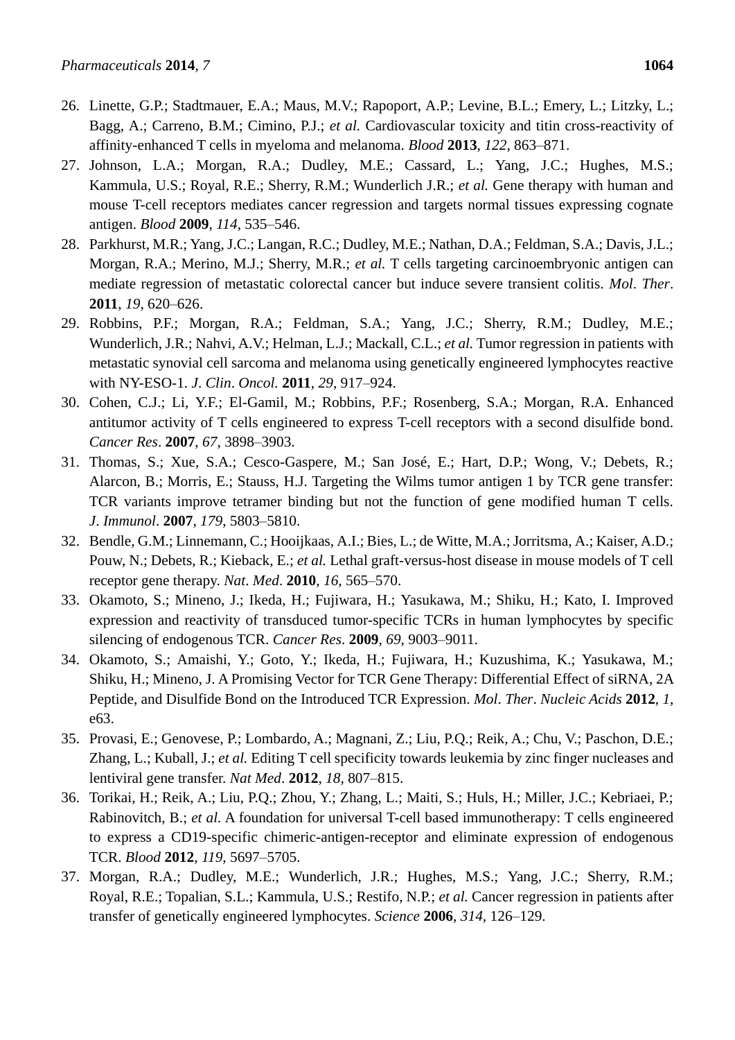26. Linette, G.P.; Stadtmauer, E.A.; Maus, M.V.; Rapoport, A.P.; Levine, B.L.; Emery, L.; Litzky, L.; Bagg, A.; Carreno, B.M.; Cimino, P.J.; *et al.* Cardiovascular toxicity and titin cross-reactivity of affinity-enhanced T cells in myeloma and melanoma. *Blood* **2013**, *122*, 863–871.
27. Johnson, L.A.; Morgan, R.A.; Dudley, M.E.; Cassard, L.; Yang, J.C.; Hughes, M.S.; Kammula, U.S.; Royal, R.E.; Sherry, R.M.; Wunderlich J.R.; *et al.* Gene therapy with human and mouse T-cell receptors mediates cancer regression and targets normal tissues expressing cognate antigen. *Blood* **2009**, *114*, 535–546.
28. Parkhurst, M.R.; Yang, J.C.; Langan, R.C.; Dudley, M.E.; Nathan, D.A.; Feldman, S.A.; Davis, J.L.; Morgan, R.A.; Merino, M.J.; Sherry, M.R.; *et al.* T cells targeting carcinoembryonic antigen can mediate regression of metastatic colorectal cancer but induce severe transient colitis. *Mol*. *Ther*. **2011**, *19*, 620–626.
29. Robbins, P.F.; Morgan, R.A.; Feldman, S.A.; Yang, J.C.; Sherry, R.M.; Dudley, M.E.; Wunderlich, J.R.; Nahvi, A.V.; Helman, L.J.; Mackall, C.L.; *et al.* Tumor regression in patients with metastatic synovial cell sarcoma and melanoma using genetically engineered lymphocytes reactive with NY-ESO-1. *J*. *Clin*. *Oncol.* **2011**, *29*, 917–924.
30. Cohen, C.J.; Li, Y.F.; El-Gamil, M.; Robbins, P.F.; Rosenberg, S.A.; Morgan, R.A. Enhanced antitumor activity of T cells engineered to express T-cell receptors with a second disulfide bond. *Cancer Res*. **2007**, *67*, 3898–3903.
31. Thomas, S.; Xue, S.A.; Cesco-Gaspere, M.; San José, E.; Hart, D.P.; Wong, V.; Debets, R.; Alarcon, B.; Morris, E.; Stauss, H.J. Targeting the Wilms tumor antigen 1 by TCR gene transfer: TCR variants improve tetramer binding but not the function of gene modified human T cells. *J*. *Immunol*. **2007**, *179*, 5803–5810.
32. Bendle, G.M.; Linnemann, C.; Hooijkaas, A.I.; Bies, L.; de Witte, M.A.; Jorritsma, A.; Kaiser, A.D.; Pouw, N.; Debets, R.; Kieback, E.; *et al.* Lethal graft-versus-host disease in mouse models of T cell receptor gene therapy. *Nat*. *Med*. **2010**, *16*, 565–570.
33. Okamoto, S.; Mineno, J.; Ikeda, H.; Fujiwara, H.; Yasukawa, M.; Shiku, H.; Kato, I. Improved expression and reactivity of transduced tumor-specific TCRs in human lymphocytes by specific silencing of endogenous TCR. *Cancer Res*. **2009**, *69*, 9003–9011.
34. Okamoto, S.; Amaishi, Y.; Goto, Y.; Ikeda, H.; Fujiwara, H.; Kuzushima, K.; Yasukawa, M.; Shiku, H.; Mineno, J. A Promising Vector for TCR Gene Therapy: Differential Effect of siRNA, 2A Peptide, and Disulfide Bond on the Introduced TCR Expression. *Mol*. *Ther*. *Nucleic Acids* **2012**, *1*, e63.
35. Provasi, E.; Genovese, P.; Lombardo, A.; Magnani, Z.; Liu, P.Q.; Reik, A.; Chu, V.; Paschon, D.E.; Zhang, L.; Kuball, J.; *et al.* Editing T cell specificity towards leukemia by zinc finger nucleases and lentiviral gene transfer. *Nat Med*. **2012**, *18*, 807–815.
36. Torikai, H.; Reik, A.; Liu, P.Q.; Zhou, Y.; Zhang, L.; Maiti, S.; Huls, H.; Miller, J.C.; Kebriaei, P.; Rabinovitch, B.; *et al.* A foundation for universal T-cell based immunotherapy: T cells engineered to express a CD19-specific chimeric-antigen-receptor and eliminate expression of endogenous TCR. *Blood* **2012**, *119*, 5697–5705.
37. Morgan, R.A.; Dudley, M.E.; Wunderlich, J.R.; Hughes, M.S.; Yang, J.C.; Sherry, R.M.; Royal, R.E.; Topalian, S.L.; Kammula, U.S.; Restifo, N.P.; *et al.* Cancer regression in patients after transfer of genetically engineered lymphocytes. *Science* **2006**, *314*, 126–129.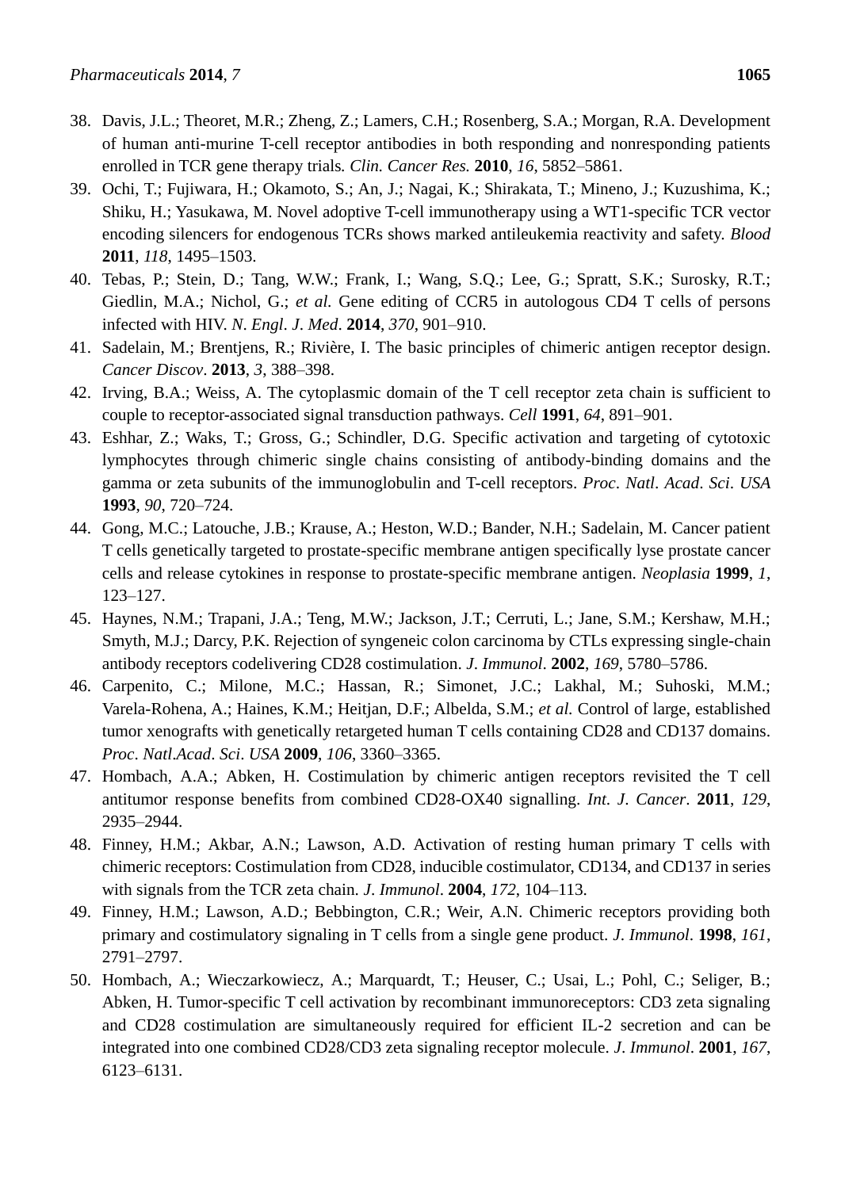38. Davis, J.L.; Theoret, M.R.; Zheng, Z.; Lamers, C.H.; Rosenberg, S.A.; Morgan, R.A. Development of human anti-murine T-cell receptor antibodies in both responding and nonresponding patients enrolled in TCR gene therapy trials. *Clin. Cancer Res.* **2010**, *16*, 5852–5861.
39. Ochi, T.; Fujiwara, H.; Okamoto, S.; An, J.; Nagai, K.; Shirakata, T.; Mineno, J.; Kuzushima, K.; Shiku, H.; Yasukawa, M. Novel adoptive T-cell immunotherapy using a WT1-specific TCR vector encoding silencers for endogenous TCRs shows marked antileukemia reactivity and safety. *Blood* **2011**, *118*, 1495–1503.
40. Tebas, P.; Stein, D.; Tang, W.W.; Frank, I.; Wang, S.Q.; Lee, G.; Spratt, S.K.; Surosky, R.T.; Giedlin, M.A.; Nichol, G.; *et al.* Gene editing of CCR5 in autologous CD4 T cells of persons infected with HIV. *N*. *Engl*. *J*. *Med*. **2014**, *370*, 901–910.
41. Sadelain, M.; Brentjens, R.; Rivière, I. The basic principles of chimeric antigen receptor design. *Cancer Discov*. **2013**, *3*, 388–398.
42. Irving, B.A.; Weiss, A. The cytoplasmic domain of the T cell receptor zeta chain is sufficient to couple to receptor-associated signal transduction pathways. *Cell* **1991**, *64*, 891–901.
43. Eshhar, Z.; Waks, T.; Gross, G.; Schindler, D.G. Specific activation and targeting of cytotoxic lymphocytes through chimeric single chains consisting of antibody-binding domains and the gamma or zeta subunits of the immunoglobulin and T-cell receptors. *Proc*. *Natl*. *Acad*. *Sci*. *USA* **1993**, *90*, 720–724.
44. Gong, M.C.; Latouche, J.B.; Krause, A.; Heston, W.D.; Bander, N.H.; Sadelain, M. Cancer patient T cells genetically targeted to prostate-specific membrane antigen specifically lyse prostate cancer cells and release cytokines in response to prostate-specific membrane antigen. *Neoplasia* **1999**, *1*, 123–127.
45. Haynes, N.M.; Trapani, J.A.; Teng, M.W.; Jackson, J.T.; Cerruti, L.; Jane, S.M.; Kershaw, M.H.; Smyth, M.J.; Darcy, P.K. Rejection of syngeneic colon carcinoma by CTLs expressing single-chain antibody receptors codelivering CD28 costimulation. *J*. *Immunol*. **2002**, *169*, 5780–5786.
46. Carpenito, C.; Milone, M.C.; Hassan, R.; Simonet, J.C.; Lakhal, M.; Suhoski, M.M.; Varela-Rohena, A.; Haines, K.M.; Heitjan, D.F.; Albelda, S.M.; *et al.* Control of large, established tumor xenografts with genetically retargeted human T cells containing CD28 and CD137 domains. *Proc*. *Natl*.*Acad*. *Sci*. *USA* **2009**, *106*, 3360–3365.
47. Hombach, A.A.; Abken, H. Costimulation by chimeric antigen receptors revisited the T cell antitumor response benefits from combined CD28-OX40 signalling. *Int*. *J*. *Cancer*. **2011**, *129*, 2935–2944.
48. Finney, H.M.; Akbar, A.N.; Lawson, A.D. Activation of resting human primary T cells with chimeric receptors: Costimulation from CD28, inducible costimulator, CD134, and CD137 in series with signals from the TCR zeta chain. *J*. *Immunol*. **2004**, *172*, 104–113.
49. Finney, H.M.; Lawson, A.D.; Bebbington, C.R.; Weir, A.N. Chimeric receptors providing both primary and costimulatory signaling in T cells from a single gene product. *J*. *Immunol*. **1998**, *161*, 2791–2797.
50. Hombach, A.; Wieczarkowiecz, A.; Marquardt, T.; Heuser, C.; Usai, L.; Pohl, C.; Seliger, B.; Abken, H. Tumor-specific T cell activation by recombinant immunoreceptors: CD3 zeta signaling and CD28 costimulation are simultaneously required for efficient IL-2 secretion and can be integrated into one combined CD28/CD3 zeta signaling receptor molecule. *J*. *Immunol*. **2001**, *167*, 6123–6131.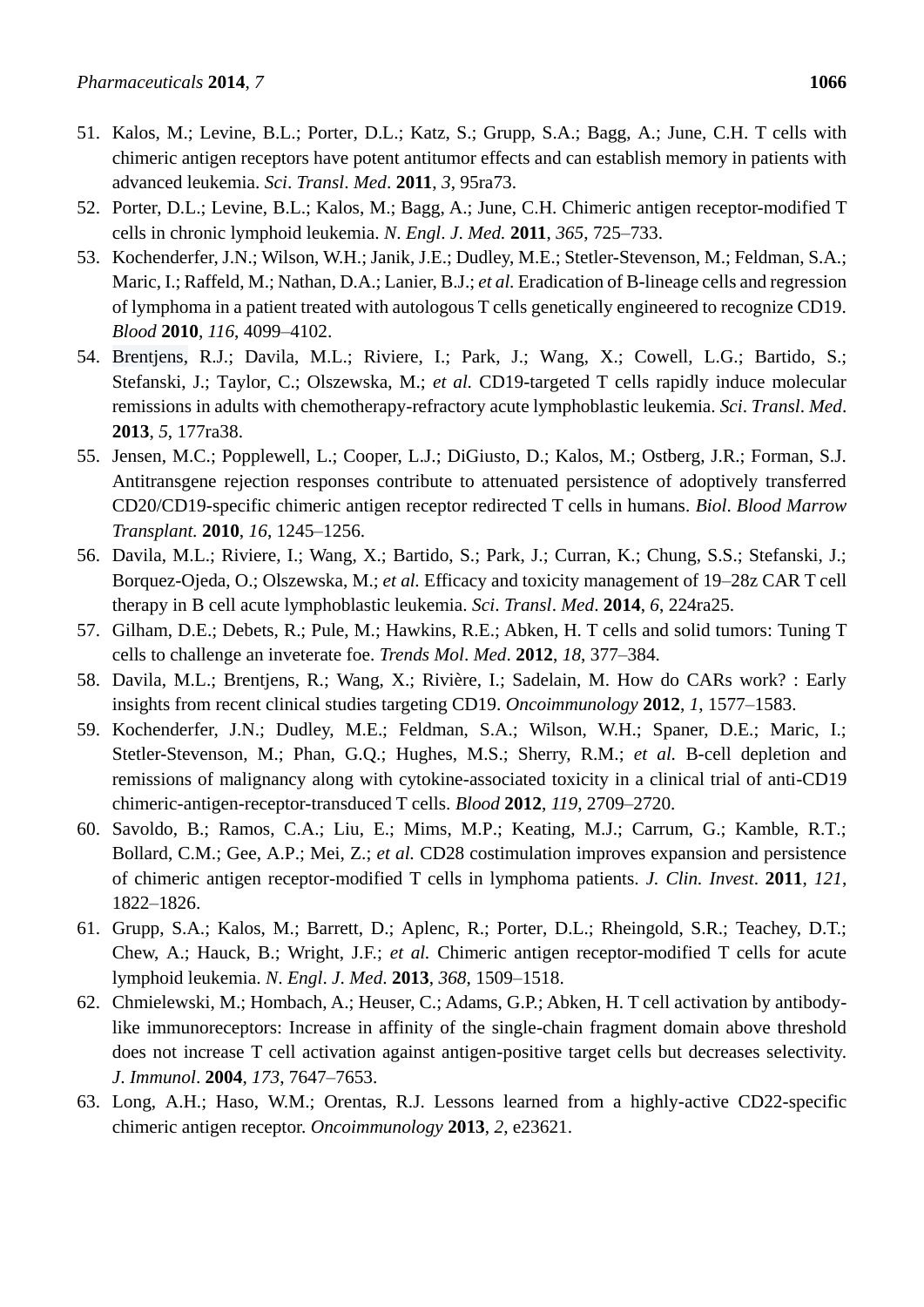51. Kalos, M.; Levine, B.L.; Porter, D.L.; Katz, S.; Grupp, S.A.; Bagg, A.; June, C.H. T cells with chimeric antigen receptors have potent antitumor effects and can establish memory in patients with advanced leukemia. *Sci*. *Transl*. *Med*. **2011**, *3*, 95ra73.
52. Porter, D.L.; Levine, B.L.; Kalos, M.; Bagg, A.; June, C.H. Chimeric antigen receptor-modified T cells in chronic lymphoid leukemia. *N*. *Engl*. *J*. *Med.* **2011**, *365*, 725–733.
53. Kochenderfer, J.N.; Wilson, W.H.; Janik, J.E.; Dudley, M.E.; Stetler-Stevenson, M.; Feldman, S.A.; Maric, I.; Raffeld, M.; Nathan, D.A.; Lanier, B.J.; *et al.* Eradication of B-lineage cells and regression of lymphoma in a patient treated with autologous T cells genetically engineered to recognize CD19. *Blood* **2010**, *116*, 4099–4102.
54. Brentjens, R.J.; Davila, M.L.; Riviere, I.; Park, J.; Wang, X.; Cowell, L.G.; Bartido, S.; Stefanski, J.; Taylor, C.; Olszewska, M.; *et al.* CD19-targeted T cells rapidly induce molecular remissions in adults with chemotherapy-refractory acute lymphoblastic leukemia. *Sci*. *Transl*. *Med*. **2013**, *5*, 177ra38.
55. Jensen, M.C.; Popplewell, L.; Cooper, L.J.; DiGiusto, D.; Kalos, M.; Ostberg, J.R.; Forman, S.J. Antitransgene rejection responses contribute to attenuated persistence of adoptively transferred CD20/CD19-specific chimeric antigen receptor redirected T cells in humans. *Biol*. *Blood Marrow Transplant.* **2010**, *16*, 1245–1256.
56. Davila, M.L.; Riviere, I.; Wang, X.; Bartido, S.; Park, J.; Curran, K.; Chung, S.S.; Stefanski, J.; Borquez-Ojeda, O.; Olszewska, M.; *et al.* Efficacy and toxicity management of 19–28z CAR T cell therapy in B cell acute lymphoblastic leukemia. *Sci*. *Transl*. *Med*. **2014**, *6*, 224ra25.
57. Gilham, D.E.; Debets, R.; Pule, M.; Hawkins, R.E.; Abken, H. T cells and solid tumors: Tuning T cells to challenge an inveterate foe. *Trends Mol*. *Med*. **2012**, *18*, 377–384.
58. Davila, M.L.; Brentjens, R.; Wang, X.; Rivière, I.; Sadelain, M. How do CARs work? : Early insights from recent clinical studies targeting CD19. *Oncoimmunology* **2012**, *1*, 1577–1583.
59. Kochenderfer, J.N.; Dudley, M.E.; Feldman, S.A.; Wilson, W.H.; Spaner, D.E.; Maric, I.; Stetler-Stevenson, M.; Phan, G.Q.; Hughes, M.S.; Sherry, R.M.; *et al.* B-cell depletion and remissions of malignancy along with cytokine-associated toxicity in a clinical trial of anti-CD19 chimeric-antigen-receptor-transduced T cells. *Blood* **2012**, *119*, 2709–2720.
60. Savoldo, B.; Ramos, C.A.; Liu, E.; Mims, M.P.; Keating, M.J.; Carrum, G.; Kamble, R.T.; Bollard, C.M.; Gee, A.P.; Mei, Z.; *et al.* CD28 costimulation improves expansion and persistence of chimeric antigen receptor-modified T cells in lymphoma patients. *J*. *Clin. Invest*. **2011**, *121*, 1822–1826.
61. Grupp, S.A.; Kalos, M.; Barrett, D.; Aplenc, R.; Porter, D.L.; Rheingold, S.R.; Teachey, D.T.; Chew, A.; Hauck, B.; Wright, J.F.; *et al.* Chimeric antigen receptor-modified T cells for acute lymphoid leukemia. *N*. *Engl*. *J*. *Med*. **2013**, *368*, 1509–1518.
62. Chmielewski, M.; Hombach, A.; Heuser, C.; Adams, G.P.; Abken, H. T cell activation by antibody-like immunoreceptors: Increase in affinity of the single-chain fragment domain above threshold does not increase T cell activation against antigen-positive target cells but decreases selectivity. *J*. *Immunol*. **2004**, *173*, 7647–7653.
63. Long, A.H.; Haso, W.M.; Orentas, R.J. Lessons learned from a highly-active CD22-specific chimeric antigen receptor. *Oncoimmunology* **2013**, *2*, e23621.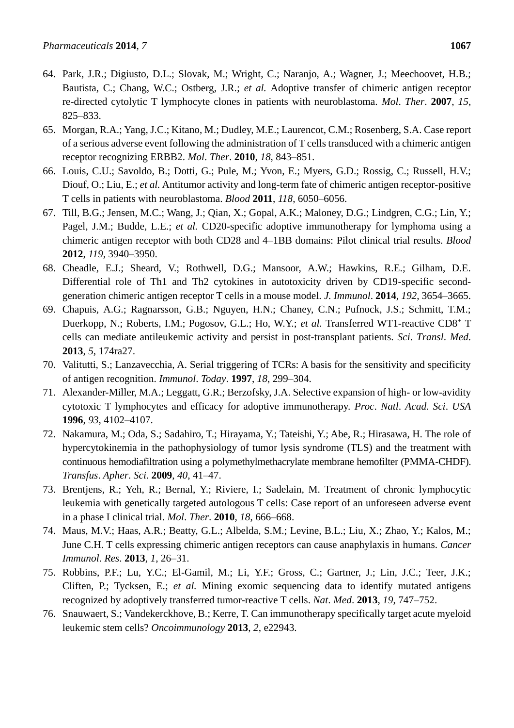64. Park, J.R.; Digiusto, D.L.; Slovak, M.; Wright, C.; Naranjo, A.; Wagner, J.; Meechoovet, H.B.; Bautista, C.; Chang, W.C.; Ostberg, J.R.; *et al.* Adoptive transfer of chimeric antigen receptor re-directed cytolytic T lymphocyte clones in patients with neuroblastoma. *Mol*. *Ther*. **2007**, *15*, 825–833.
65. Morgan, R.A.; Yang, J.C.; Kitano, M.; Dudley, M.E.; Laurencot, C.M.; Rosenberg, S.A. Case report of a serious adverse event following the administration of T cells transduced with a chimeric antigen receptor recognizing ERBB2. *Mol*. *Ther*. **2010**, *18*, 843–851.
66. Louis, C.U.; Savoldo, B.; Dotti, G.; Pule, M.; Yvon, E.; Myers, G.D.; Rossig, C.; Russell, H.V.; Diouf, O.; Liu, E.; *et al.* Antitumor activity and long-term fate of chimeric antigen receptor-positive T cells in patients with neuroblastoma. *Blood* **2011**, *118*, 6050–6056.
67. Till, B.G.; Jensen, M.C.; Wang, J.; Qian, X.; Gopal, A.K.; Maloney, D.G.; Lindgren, C.G.; Lin, Y.; Pagel, J.M.; Budde, L.E.; *et al.* CD20-specific adoptive immunotherapy for lymphoma using a chimeric antigen receptor with both CD28 and 4–1BB domains: Pilot clinical trial results. *Blood* **2012**, *119*, 3940–3950.
68. Cheadle, E.J.; Sheard, V.; Rothwell, D.G.; Mansoor, A.W.; Hawkins, R.E.; Gilham, D.E. Differential role of Th1 and Th2 cytokines in autotoxicity driven by CD19-specific second-generation chimeric antigen receptor T cells in a mouse model. *J*. *Immunol*. **2014**, *192*, 3654–3665.
69. Chapuis, A.G.; Ragnarsson, G.B.; Nguyen, H.N.; Chaney, C.N.; Pufnock, J.S.; Schmitt, T.M.; Duerkopp, N.; Roberts, I.M.; Pogosov, G.L.; Ho, W.Y.; *et al.* Transferred WT1-reactive $CD8^+$ T cells can mediate antileukemic activity and persist in post-transplant patients. *Sci*. *Transl*. *Med*. **2013**, *5*, 174ra27.
70. Valitutti, S.; Lanzavecchia, A. Serial triggering of TCRs: A basis for the sensitivity and specificity of antigen recognition. *Immunol*. *Today*. **1997**, *18*, 299–304.
71. Alexander-Miller, M.A.; Leggatt, G.R.; Berzofsky, J.A. Selective expansion of high- or low-avidity cytotoxic T lymphocytes and efficacy for adoptive immunotherapy. *Proc*. *Natl*. *Acad*. *Sci*. *USA* **1996**, *93*, 4102–4107.
72. Nakamura, M.; Oda, S.; Sadahiro, T.; Hirayama, Y.; Tateishi, Y.; Abe, R.; Hirasawa, H. The role of hypercytokinemia in the pathophysiology of tumor lysis syndrome (TLS) and the treatment with continuous hemodiafiltration using a polymethylmethacrylate membrane hemofilter (PMMA-CHDF). *Transfus*. *Apher*. *Sci*. **2009**, *40*, 41–47.
73. Brentjens, R.; Yeh, R.; Bernal, Y.; Riviere, I.; Sadelain, M. Treatment of chronic lymphocytic leukemia with genetically targeted autologous T cells: Case report of an unforeseen adverse event in a phase I clinical trial. *Mol*. *Ther*. **2010**, *18*, 666–668.
74. Maus, M.V.; Haas, A.R.; Beatty, G.L.; Albelda, S.M.; Levine, B.L.; Liu, X.; Zhao, Y.; Kalos, M.; June C.H. T cells expressing chimeric antigen receptors can cause anaphylaxis in humans. *Cancer Immunol*. *Res*. **2013**, *1*, 26–31.
75. Robbins, P.F.; Lu, Y.C.; El-Gamil, M.; Li, Y.F.; Gross, C.; Gartner, J.; Lin, J.C.; Teer, J.K.; Cliften, P.; Tycksen, E.; *et al.* Mining exomic sequencing data to identify mutated antigens recognized by adoptively transferred tumor-reactive T cells. *Nat*. *Med*. **2013**, *19*, 747–752.
76. Snauwaert, S.; Vandekerckhove, B.; Kerre, T. Can immunotherapy specifically target acute myeloid leukemic stem cells? *Oncoimmunology* **2013**, *2*, e22943.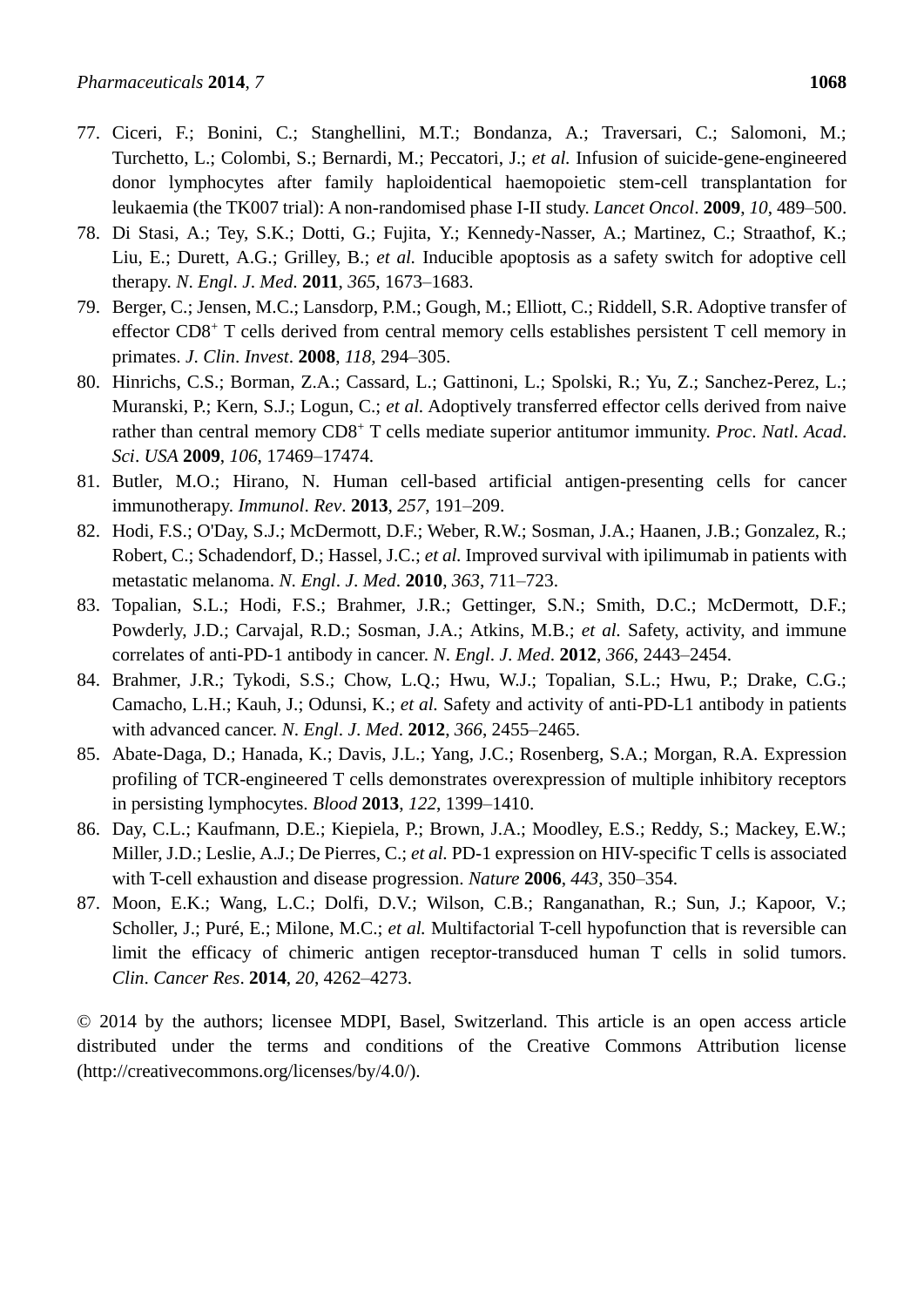77. Ciceri, F.; Bonini, C.; Stanghellini, M.T.; Bondanza, A.; Traversari, C.; Salomoni, M.; Turchetto, L.; Colombi, S.; Bernardi, M.; Peccatori, J.; *et al.* Infusion of suicide-gene-engineered donor lymphocytes after family haploidentical haemopoietic stem-cell transplantation for leukaemia (the TK007 trial): A non-randomised phase I-II study. *Lancet Oncol*. **2009**, *10*, 489–500.
78. Di Stasi, A.; Tey, S.K.; Dotti, G.; Fujita, Y.; Kennedy-Nasser, A.; Martinez, C.; Straathof, K.; Liu, E.; Durett, A.G.; Grilley, B.; *et al.* Inducible apoptosis as a safety switch for adoptive cell therapy. *N*. *Engl*. *J*. *Med*. **2011**, *365*, 1673–1683.
79. Berger, C.; Jensen, M.C.; Lansdorp, P.M.; Gough, M.; Elliott, C.; Riddell, S.R. Adoptive transfer of effector $CD8^+$ T cells derived from central memory cells establishes persistent T cell memory in primates. *J*. *Clin*. *Invest*. **2008**, *118*, 294–305.
80. Hinrichs, C.S.; Borman, Z.A.; Cassard, L.; Gattinoni, L.; Spolski, R.; Yu, Z.; Sanchez-Perez, L.; Muranski, P.; Kern, S.J.; Logun, C.; *et al.* Adoptively transferred effector cells derived from naive rather than central memory $CD8^+$ T cells mediate superior antitumor immunity. *Proc*. *Natl*. *Acad*. *Sci*. *USA* **2009**, *106*, 17469–17474.
81. Butler, M.O.; Hirano, N. Human cell-based artificial antigen-presenting cells for cancer immunotherapy. *Immunol*. *Rev*. **2013**, *257*, 191–209.
82. Hodi, F.S.; O'Day, S.J.; McDermott, D.F.; Weber, R.W.; Sosman, J.A.; Haanen, J.B.; Gonzalez, R.; Robert, C.; Schadendorf, D.; Hassel, J.C.; *et al.* Improved survival with ipilimumab in patients with metastatic melanoma. *N. Engl*. *J*. *Med*. **2010**, *363*, 711–723.
83. Topalian, S.L.; Hodi, F.S.; Brahmer, J.R.; Gettinger, S.N.; Smith, D.C.; McDermott, D.F.; Powderly, J.D.; Carvajal, R.D.; Sosman, J.A.; Atkins, M.B.; *et al.* Safety, activity, and immune correlates of anti-PD-1 antibody in cancer. *N*. *Engl*. *J*. *Med*. **2012**, *366*, 2443–2454.
84. Brahmer, J.R.; Tykodi, S.S.; Chow, L.Q.; Hwu, W.J.; Topalian, S.L.; Hwu, P.; Drake, C.G.; Camacho, L.H.; Kauh, J.; Odunsi, K.; *et al.* Safety and activity of anti-PD-L1 antibody in patients with advanced cancer. *N*. *Engl*. *J*. *Med*. **2012**, *366*, 2455–2465.
85. Abate-Daga, D.; Hanada, K.; Davis, J.L.; Yang, J.C.; Rosenberg, S.A.; Morgan, R.A. Expression profiling of TCR-engineered T cells demonstrates overexpression of multiple inhibitory receptors in persisting lymphocytes. *Blood* **2013**, *122*, 1399–1410.
86. Day, C.L.; Kaufmann, D.E.; Kiepiela, P.; Brown, J.A.; Moodley, E.S.; Reddy, S.; Mackey, E.W.; Miller, J.D.; Leslie, A.J.; De Pierres, C.; *et al.* PD-1 expression on HIV-specific T cells is associated with T-cell exhaustion and disease progression. *Nature* **2006**, *443*, 350–354.
87. Moon, E.K.; Wang, L.C.; Dolfi, D.V.; Wilson, C.B.; Ranganathan, R.; Sun, J.; Kapoor, V.; Scholler, J.; Puré, E.; Milone, M.C.; *et al.* Multifactorial T-cell hypofunction that is reversible can limit the efficacy of chimeric antigen receptor-transduced human T cells in solid tumors. *Clin*. *Cancer Res*. **2014**, *20*, 4262–4273.

© 2014 by the authors; licensee MDPI, Basel, Switzerland. This article is an open access article distributed under the terms and conditions of the Creative Commons Attribution license (http://creativecommons.org/licenses/by/4.0/).